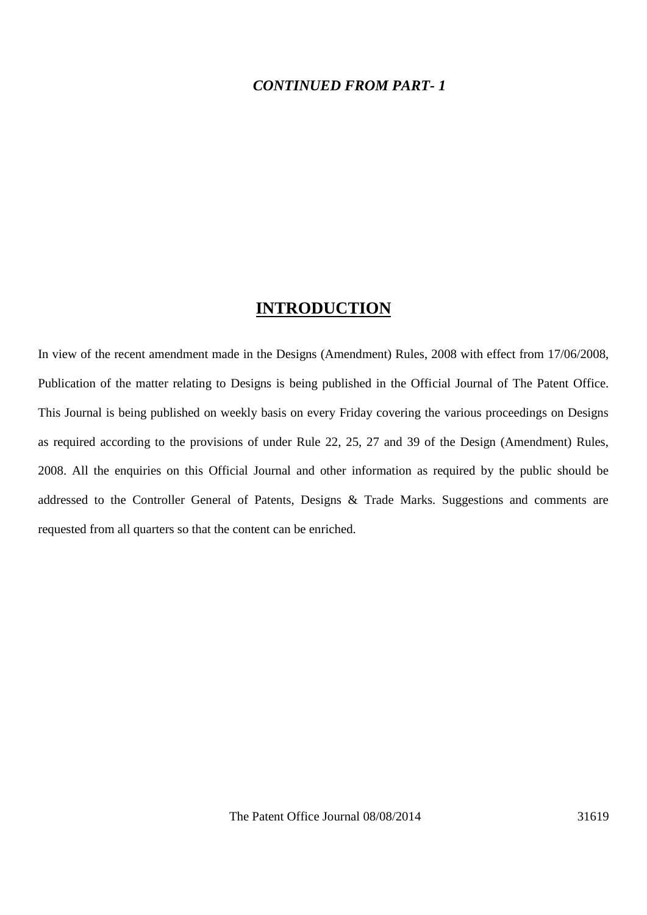***CONTINUED FROM PART- 1***

## INTRODUCTION

In view of the recent amendment made in the Designs (Amendment) Rules, 2008 with effect from 17/06/2008, Publication of the matter relating to Designs is being published in the Official Journal of The Patent Office. This Journal is being published on weekly basis on every Friday covering the various proceedings on Designs as required according to the provisions of under Rule 22, 25, 27 and 39 of the Design (Amendment) Rules, 2008. All the enquiries on this Official Journal and other information as required by the public should be addressed to the Controller General of Patents, Designs & Trade Marks. Suggestions and comments are requested from all quarters so that the content can be enriched.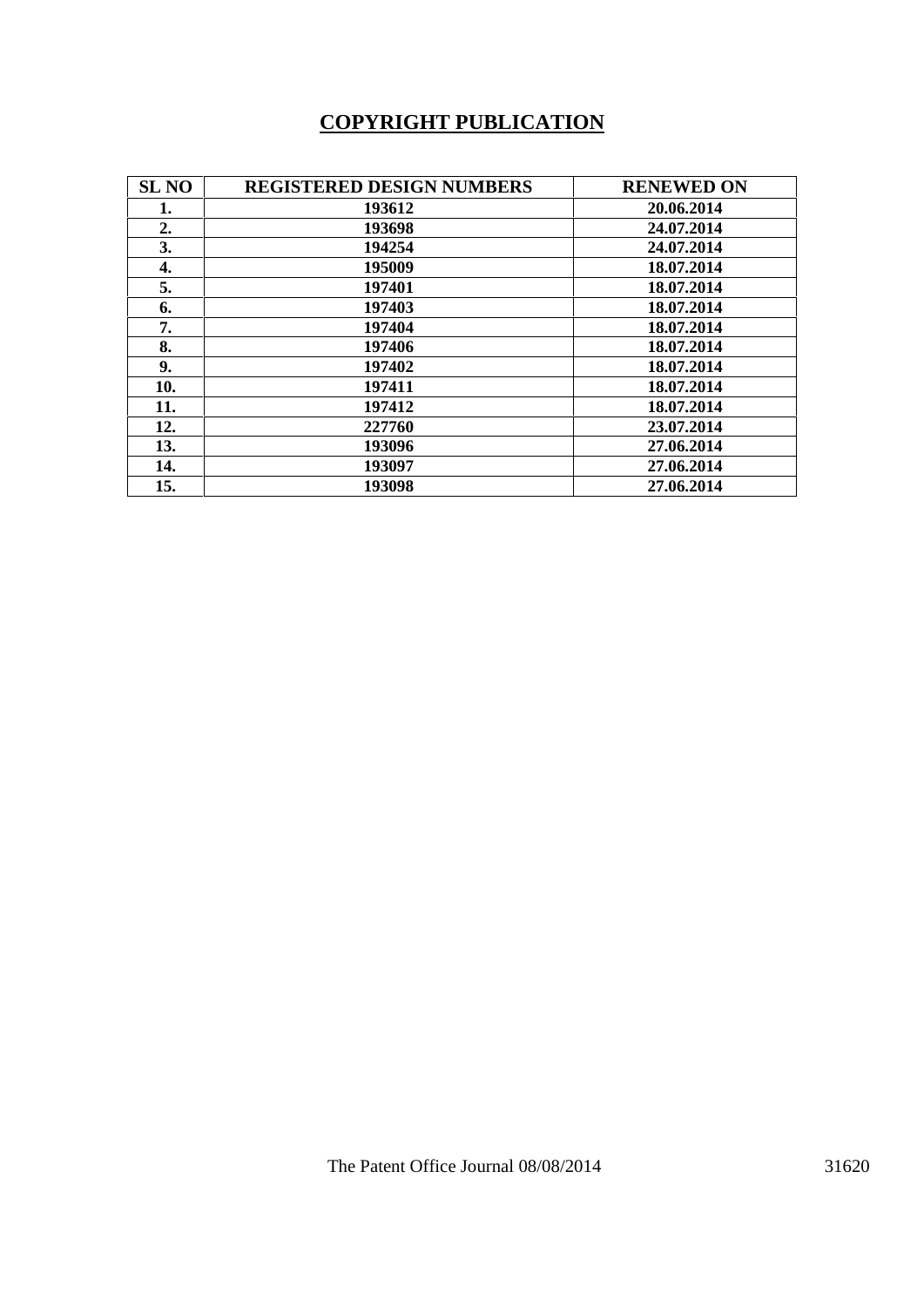# COPYRIGHT PUBLICATION

| SL NO | REGISTERED DESIGN NUMBERS | RENEWED ON |
|---|---|---|
| 1. | 193612 | 20.06.2014 |
| 2. | 193698 | 24.07.2014 |
| 3. | 194254 | 24.07.2014 |
| 4. | 195009 | 18.07.2014 |
| 5. | 197401 | 18.07.2014 |
| 6. | 197403 | 18.07.2014 |
| 7. | 197404 | 18.07.2014 |
| 8. | 197406 | 18.07.2014 |
| 9. | 197402 | 18.07.2014 |
| 10. | 197411 | 18.07.2014 |
| 11. | 197412 | 18.07.2014 |
| 12. | 227760 | 23.07.2014 |
| 13. | 193096 | 27.06.2014 |
| 14. | 193097 | 27.06.2014 |
| 15. | 193098 | 27.06.2014 |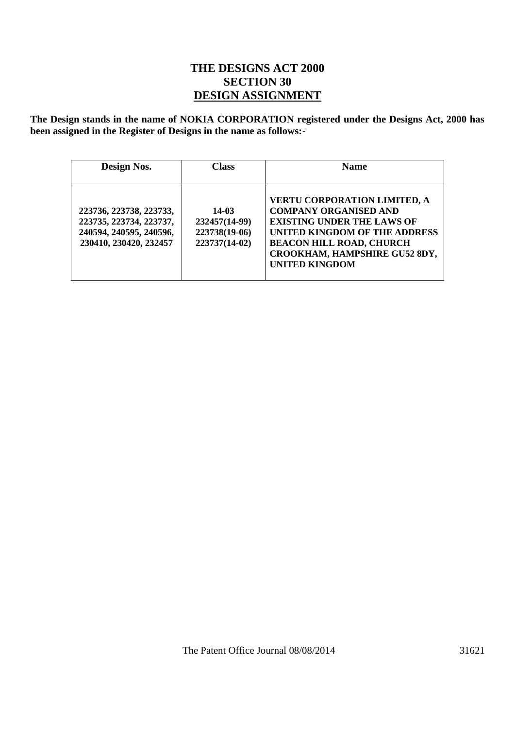# THE DESIGNS ACT 2000
## SECTION 30
## DESIGN ASSIGNMENT

**The Design stands in the name of NOKIA CORPORATION registered under the Designs Act, 2000 has been assigned in the Register of Designs in the name as follows:-**

| Design Nos. | Class | Name |
|---|---|---|
| 223736, 223738, 223733, 223735, 223734, 223737, 240594, 240595, 240596, 230410, 230420, 232457 | 14-03<br>232457(14-99)<br>223738(19-06)<br>223737(14-02) | VERTU CORPORATION LIMITED, A COMPANY ORGANISED AND EXISTING UNDER THE LAWS OF UNITED KINGDOM OF THE ADDRESS BEACON HILL ROAD, CHURCH CROOKHAM, HAMPSHIRE GU52 8DY, UNITED KINGDOM |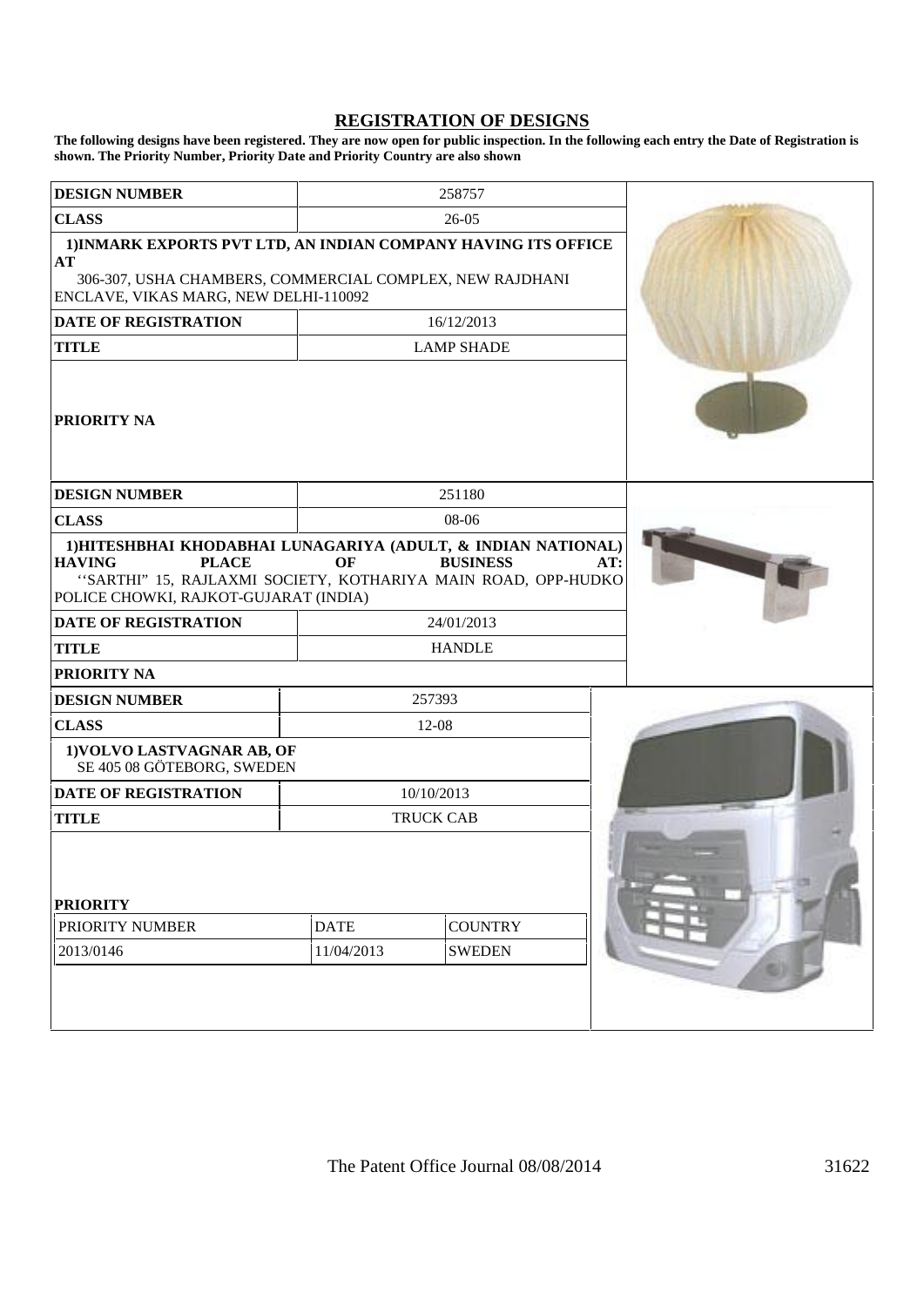# REGISTRATION OF DESIGNS

**The following designs have been registered. They are now open for public inspection. In the following each entry the Date of Registration is shown. The Priority Number, Priority Date and Priority Country are also shown**

| | |
|---|---|
| **DESIGN NUMBER** | 258757 |
| **CLASS** | 26-05 |
| **1)INMARK EXPORTS PVT LTD, AN INDIAN COMPANY HAVING ITS OFFICE AT** 306-307, USHA CHAMBERS, COMMERCIAL COMPLEX, NEW RAJDHANI ENCLAVE, VIKAS MARG, NEW DELHI-110092 | |
| **DATE OF REGISTRATION** | 16/12/2013 |
| **TITLE** | LAMP SHADE |
| **PRIORITY NA** | |

| | |
|---|---|
| **DESIGN NUMBER** | 251180 |
| **CLASS** | 08-06 |
| **1)HITESHBHAI KHODABHAI LUNAGARIYA (ADULT, & INDIAN NATIONAL) HAVING PLACE OF BUSINESS AT:** ''SARTHI'' 15, RAJLAXMI SOCIETY, KOTHARIYA MAIN ROAD, OPP-HUDKO POLICE CHOWKI, RAJKOT-GUJARAT (INDIA) | |
| **DATE OF REGISTRATION** | 24/01/2013 |
| **TITLE** | HANDLE |
| **PRIORITY NA** | |

| | | |
|---|---|---|
| **DESIGN NUMBER** | 257393 | |
| **CLASS** | 12-08 | |
| **1)VOLVO LASTVAGNAR AB, OF** SE 405 08 GÖTEBORG, SWEDEN | | |
| **DATE OF REGISTRATION** | 10/10/2013 | |
| **TITLE** | TRUCK CAB | |
| **PRIORITY** | | |
| PRIORITY NUMBER | DATE | COUNTRY |
| 2013/0146 | 11/04/2013 | SWEDEN |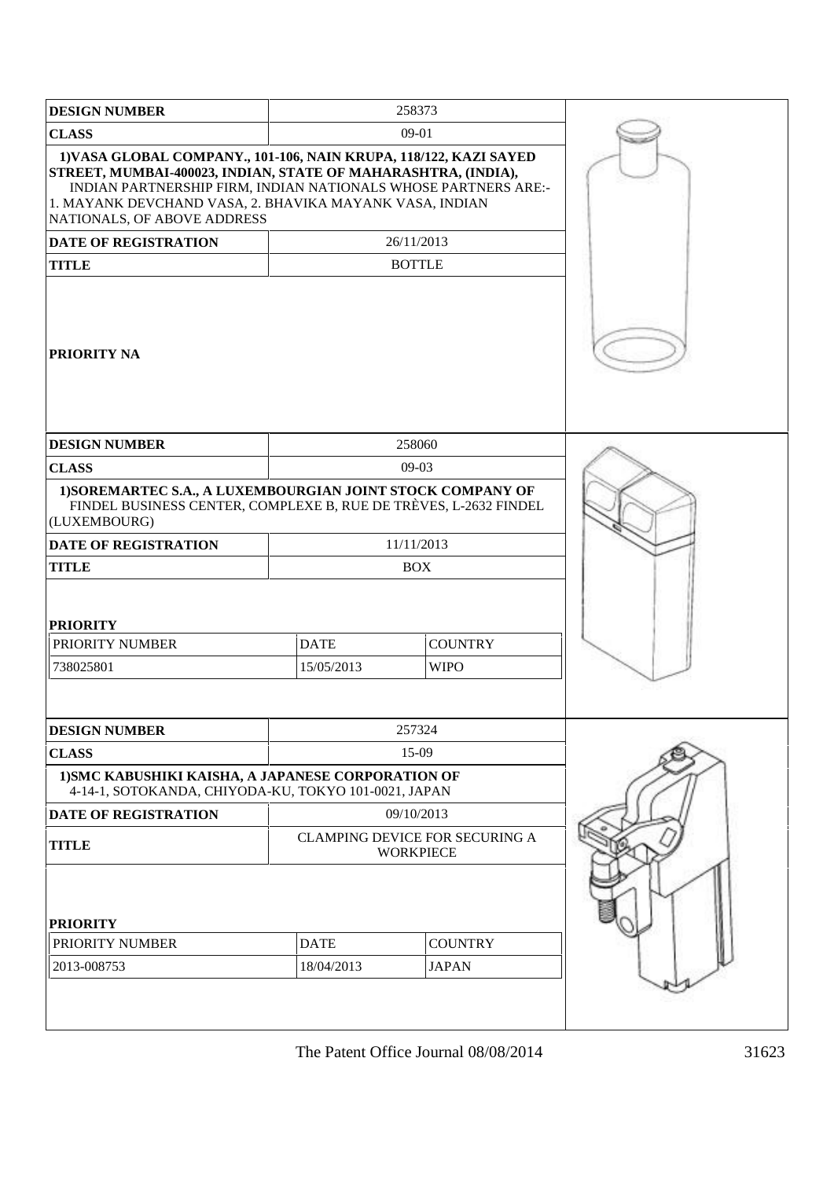| DESIGN NUMBER | 258373 | |
|---|---|---|
| CLASS | 09-01 | |
| 1)VASA GLOBAL COMPANY., 101-106, NAIN KRUPA, 118/122, KAZI SAYED STREET, MUMBAI-400023, INDIAN, STATE OF MAHARASHTRA, (INDIA), INDIAN PARTNERSHIP FIRM, INDIAN NATIONALS WHOSE PARTNERS ARE:- 1. MAYANK DEVCHAND VASA, 2. BHAVIKA MAYANK VASA, INDIAN NATIONALS, OF ABOVE ADDRESS | | |
| DATE OF REGISTRATION | 26/11/2013 | |
| TITLE | BOTTLE | |
| PRIORITY NA | | |

| DESIGN NUMBER | 258060 | |
|---|---|---|
| CLASS | 09-03 | |
| 1)SOREMARTEC S.A., A LUXEMBOURGIAN JOINT STOCK COMPANY OF FINDEL BUSINESS CENTER, COMPLEXE B, RUE DE TRÈVES, L-2632 FINDEL (LUXEMBOURG) | | |
| DATE OF REGISTRATION | 11/11/2013 | |
| TITLE | BOX | |
| PRIORITY | | |
| PRIORITY NUMBER | DATE | COUNTRY |
| 738025801 | 15/05/2013 | WIPO |

| DESIGN NUMBER | 257324 | |
|---|---|---|
| CLASS | 15-09 | |
| 1)SMC KABUSHIKI KAISHA, A JAPANESE CORPORATION OF 4-14-1, SOTOKANDA, CHIYODA-KU, TOKYO 101-0021, JAPAN | | |
| DATE OF REGISTRATION | 09/10/2013 | |
| TITLE | CLAMPING DEVICE FOR SECURING A WORKPIECE | |
| PRIORITY | | |
| PRIORITY NUMBER | DATE | COUNTRY |
| 2013-008753 | 18/04/2013 | JAPAN |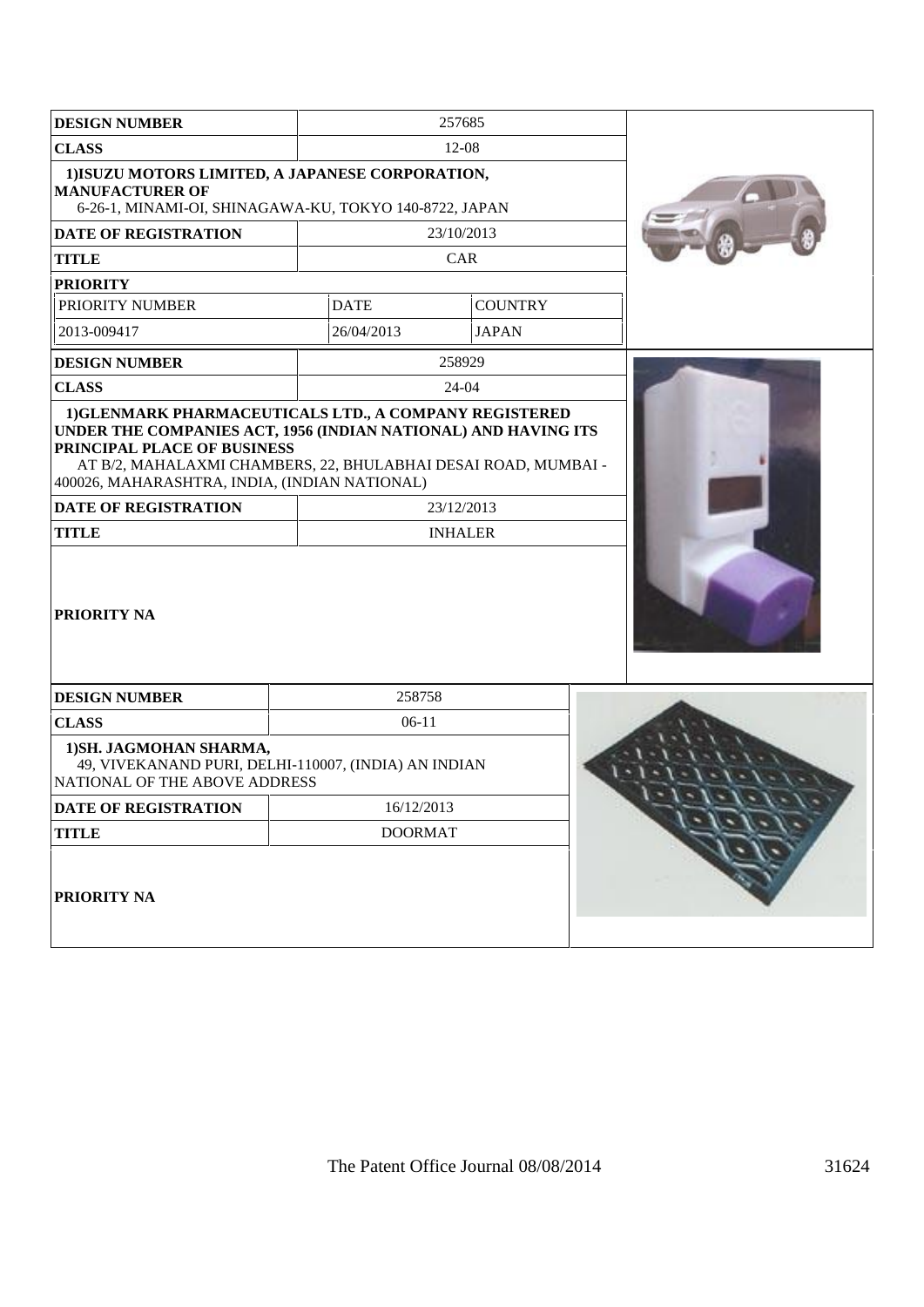| DESIGN NUMBER | 257685 | |
|---|---|---|
| CLASS | 12-08 | |
| **1)ISUZU MOTORS LIMITED, A JAPANESE CORPORATION, MANUFACTURER OF** 6-26-1, MINAMI-OI, SHINAGAWA-KU, TOKYO 140-8722, JAPAN | | |
| DATE OF REGISTRATION | 23/10/2013 | |
| TITLE | CAR | |
| PRIORITY | | |
| PRIORITY NUMBER | DATE | COUNTRY |
| 2013-009417 | 26/04/2013 | JAPAN |

| DESIGN NUMBER | 258929 |
|---|---|
| CLASS | 24-04 |
| **1)GLENMARK PHARMACEUTICALS LTD., A COMPANY REGISTERED UNDER THE COMPANIES ACT, 1956 (INDIAN NATIONAL) AND HAVING ITS PRINCIPAL PLACE OF BUSINESS** AT B/2, MAHALAXMI CHAMBERS, 22, BHULABHAI DESAI ROAD, MUMBAI - 400026, MAHARASHTRA, INDIA, (INDIAN NATIONAL) | |
| DATE OF REGISTRATION | 23/12/2013 |
| TITLE | INHALER |
| PRIORITY NA | |

| DESIGN NUMBER | 258758 |
|---|---|
| CLASS | 06-11 |
| **1)SH. JAGMOHAN SHARMA,** 49, VIVEKANAND PURI, DELHI-110007, (INDIA) AN INDIAN NATIONAL OF THE ABOVE ADDRESS | |
| DATE OF REGISTRATION | 16/12/2013 |
| TITLE | DOORMAT |
| PRIORITY NA | |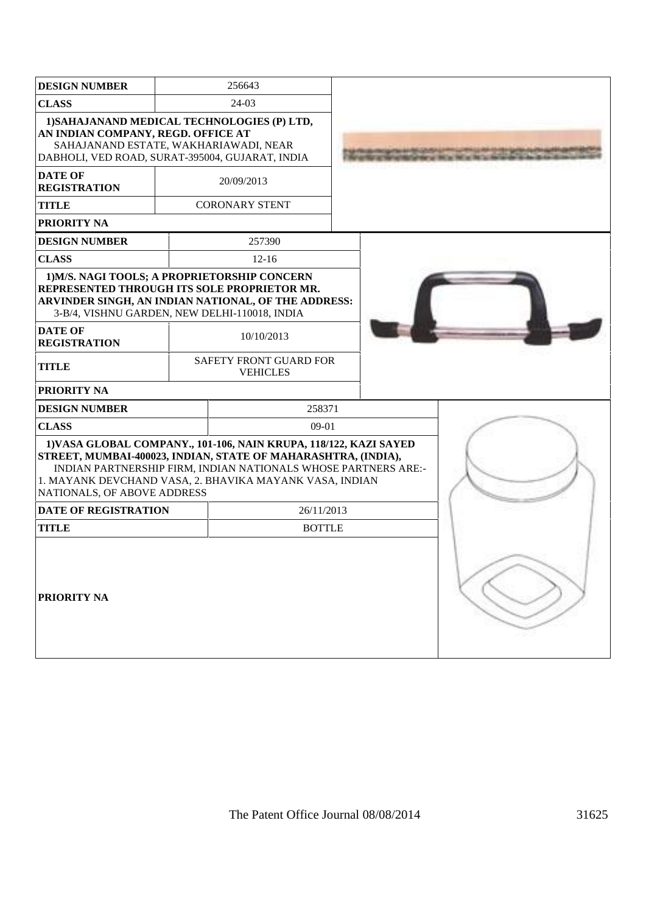| DESIGN NUMBER | 256643 |
| --- | --- |
| CLASS | 24-03 |
| 1)SAHAJANAND MEDICAL TECHNOLOGIES (P) LTD, AN INDIAN COMPANY, REGD. OFFICE AT SAHAJANAND ESTATE, WAKHARIAWADI, NEAR DABHOLI, VED ROAD, SURAT-395004, GUJARAT, INDIA | |
| DATE OF REGISTRATION | 20/09/2013 |
| TITLE | CORONARY STENT |
| PRIORITY NA | |

| DESIGN NUMBER | 257390 |
| --- | --- |
| CLASS | 12-16 |
| 1)M/S. NAGI TOOLS; A PROPRIETORSHIP CONCERN REPRESENTED THROUGH ITS SOLE PROPRIETOR MR. ARVINDER SINGH, AN INDIAN NATIONAL, OF THE ADDRESS: 3-B/4, VISHNU GARDEN, NEW DELHI-110018, INDIA | |
| DATE OF REGISTRATION | 10/10/2013 |
| TITLE | SAFETY FRONT GUARD FOR VEHICLES |
| PRIORITY NA | |

| DESIGN NUMBER | 258371 |
| --- | --- |
| CLASS | 09-01 |
| 1)VASA GLOBAL COMPANY., 101-106, NAIN KRUPA, 118/122, KAZI SAYED STREET, MUMBAI-400023, INDIAN, STATE OF MAHARASHTRA, (INDIA), INDIAN PARTNERSHIP FIRM, INDIAN NATIONALS WHOSE PARTNERS ARE:- 1. MAYANK DEVCHAND VASA, 2. BHAVIKA MAYANK VASA, INDIAN NATIONALS, OF ABOVE ADDRESS | |
| DATE OF REGISTRATION | 26/11/2013 |
| TITLE | BOTTLE |
| PRIORITY NA | |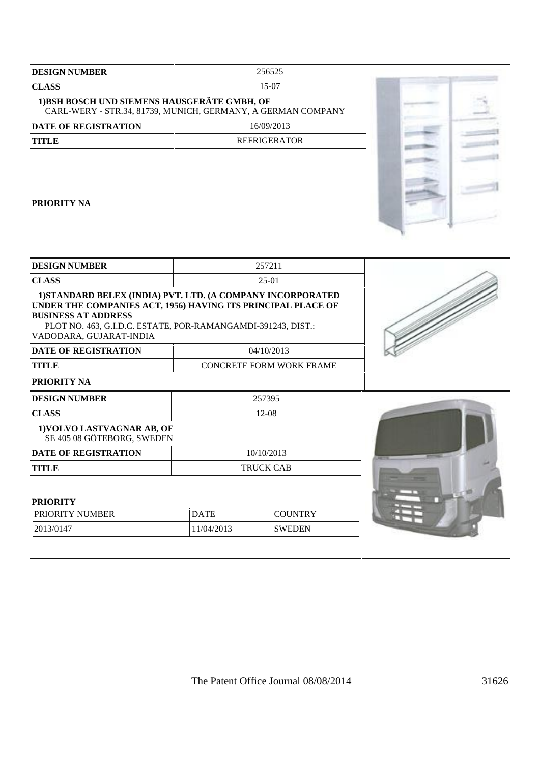| DESIGN NUMBER | 256525 |
|---|---|
| CLASS | 15-07 |
| **1)BSH BOSCH UND SIEMENS HAUSGERÄTE GMBH, OF** CARL-WERY - STR.34, 81739, MUNICH, GERMANY, A GERMAN COMPANY | |
| DATE OF REGISTRATION | 16/09/2013 |
| TITLE | REFRIGERATOR |
| PRIORITY NA | |

| DESIGN NUMBER | 257211 |
|---|---|
| CLASS | 25-01 |
| **1)STANDARD BELEX (INDIA) PVT. LTD. (A COMPANY INCORPORATED UNDER THE COMPANIES ACT, 1956) HAVING ITS PRINCIPAL PLACE OF BUSINESS AT ADDRESS** PLOT NO. 463, G.I.D.C. ESTATE, POR-RAMANGAMDI-391243, DIST.: VADODARA, GUJARAT-INDIA | |
| DATE OF REGISTRATION | 04/10/2013 |
| TITLE | CONCRETE FORM WORK FRAME |
| PRIORITY NA | |

| DESIGN NUMBER | 257395 | |
|---|---|---|
| CLASS | 12-08 | |
| **1)VOLVO LASTVAGNAR AB, OF** SE 405 08 GÖTEBORG, SWEDEN | | |
| DATE OF REGISTRATION | 10/10/2013 | |
| TITLE | TRUCK CAB | |
| **PRIORITY** | | |
| PRIORITY NUMBER | DATE | COUNTRY |
| 2013/0147 | 11/04/2013 | SWEDEN |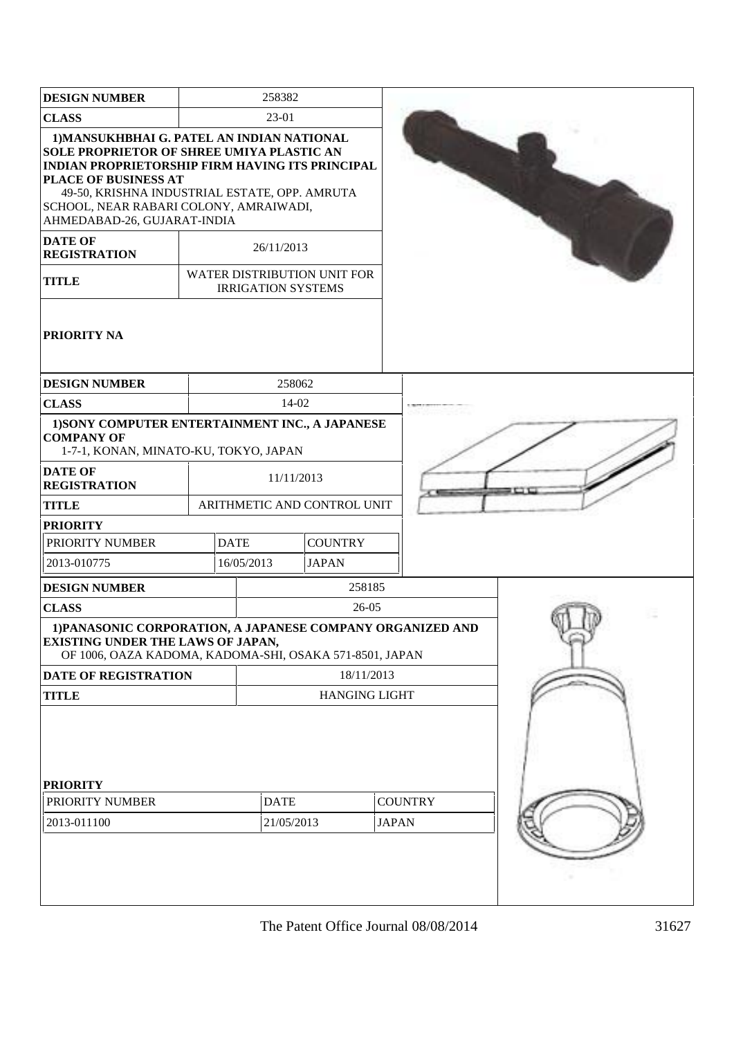| DESIGN NUMBER | 258382 |
|---|---|
| CLASS | 23-01 |
| 1)MANSUKHBHAI G. PATEL AN INDIAN NATIONAL SOLE PROPRIETOR OF SHREE UMIYA PLASTIC AN INDIAN PROPRIETORSHIP FIRM HAVING ITS PRINCIPAL PLACE OF BUSINESS AT 49-50, KRISHNA INDUSTRIAL ESTATE, OPP. AMRUTA SCHOOL, NEAR RABARI COLONY, AMRAIWADI, AHMEDABAD-26, GUJARAT-INDIA | |
| DATE OF REGISTRATION | 26/11/2013 |
| TITLE | WATER DISTRIBUTION UNIT FOR IRRIGATION SYSTEMS |
| PRIORITY NA | |

| DESIGN NUMBER | 258062 | |
|---|---|---|
| CLASS | 14-02 | |
| 1)SONY COMPUTER ENTERTAINMENT INC., A JAPANESE COMPANY OF 1-7-1, KONAN, MINATO-KU, TOKYO, JAPAN | | |
| DATE OF REGISTRATION | 11/11/2013 | |
| TITLE | ARITHMETIC AND CONTROL UNIT | |
| PRIORITY | | |
| PRIORITY NUMBER | DATE | COUNTRY |
| 2013-010775 | 16/05/2013 | JAPAN |

| DESIGN NUMBER | 258185 | |
|---|---|---|
| CLASS | 26-05 | |
| 1)PANASONIC CORPORATION, A JAPANESE COMPANY ORGANIZED AND EXISTING UNDER THE LAWS OF JAPAN, OF 1006, OAZA KADOMA, KADOMA-SHI, OSAKA 571-8501, JAPAN | | |
| DATE OF REGISTRATION | 18/11/2013 | |
| TITLE | HANGING LIGHT | |
| PRIORITY | | |
| PRIORITY NUMBER | DATE | COUNTRY |
| 2013-011100 | 21/05/2013 | JAPAN |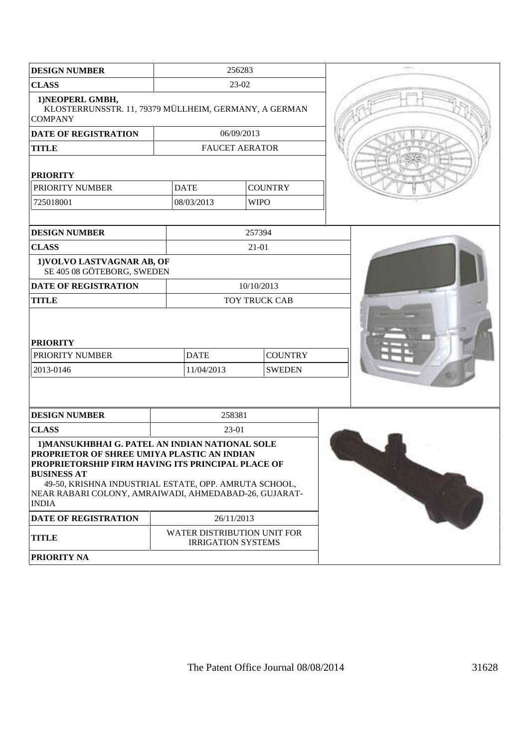| DESIGN NUMBER | 256283 | |
|---|---|---|
| CLASS | 23-02 | |
| 1)NEOPERL GMBH, KLOSTERRUNSSTR. 11, 79379 MÜLLHEIM, GERMANY, A GERMAN COMPANY | | |
| DATE OF REGISTRATION | 06/09/2013 | |
| TITLE | FAUCET AERATOR | |
| PRIORITY | | |
| PRIORITY NUMBER | DATE | COUNTRY |
| 725018001 | 08/03/2013 | WIPO |

| DESIGN NUMBER | 257394 | |
|---|---|---|
| CLASS | 21-01 | |
| 1)VOLVO LASTVAGNAR AB, OF SE 405 08 GÖTEBORG, SWEDEN | | |
| DATE OF REGISTRATION | 10/10/2013 | |
| TITLE | TOY TRUCK CAB | |
| PRIORITY | | |
| PRIORITY NUMBER | DATE | COUNTRY |
| 2013-0146 | 11/04/2013 | SWEDEN |

| DESIGN NUMBER | 258381 |
|---|---|
| CLASS | 23-01 |
| 1)MANSUKHBHAI G. PATEL AN INDIAN NATIONAL SOLE PROPRIETOR OF SHREE UMIYA PLASTIC AN INDIAN PROPRIETORSHIP FIRM HAVING ITS PRINCIPAL PLACE OF BUSINESS AT 49-50, KRISHNA INDUSTRIAL ESTATE, OPP. AMRUTA SCHOOL, NEAR RABARI COLONY, AMRAIWADI, AHMEDABAD-26, GUJARAT-INDIA | |
| DATE OF REGISTRATION | 26/11/2013 |
| TITLE | WATER DISTRIBUTION UNIT FOR IRRIGATION SYSTEMS |
| PRIORITY NA | |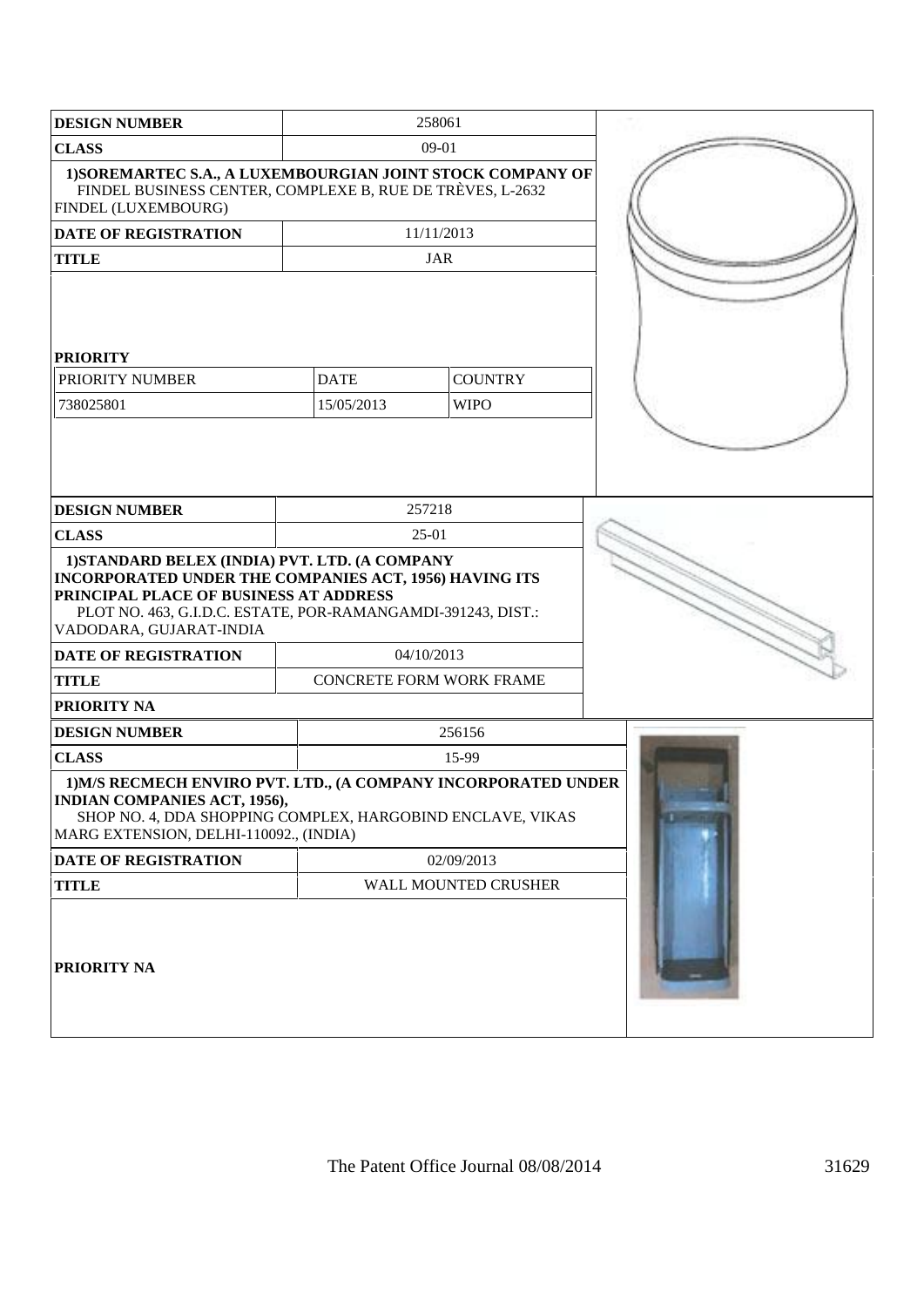| DESIGN NUMBER | 258061 | |
|---|---|---|
| CLASS | 09-01 | |
| 1)SOREMARTEC S.A., A LUXEMBOURGIAN JOINT STOCK COMPANY OF FINDEL BUSINESS CENTER, COMPLEXE B, RUE DE TRÈVES, L-2632 FINDEL (LUXEMBOURG) | | |
| DATE OF REGISTRATION | 11/11/2013 | |
| TITLE | JAR | |
| PRIORITY | | |
| PRIORITY NUMBER | DATE | COUNTRY |
| 738025801 | 15/05/2013 | WIPO |

| DESIGN NUMBER | 257218 |
|---|---|
| CLASS | 25-01 |
| 1)STANDARD BELEX (INDIA) PVT. LTD. (A COMPANY INCORPORATED UNDER THE COMPANIES ACT, 1956) HAVING ITS PRINCIPAL PLACE OF BUSINESS AT ADDRESS PLOT NO. 463, G.I.D.C. ESTATE, POR-RAMANGAMDI-391243, DIST.: VADODARA, GUJARAT-INDIA | |
| DATE OF REGISTRATION | 04/10/2013 |
| TITLE | CONCRETE FORM WORK FRAME |
| PRIORITY NA | |

| DESIGN NUMBER | 256156 |
|---|---|
| CLASS | 15-99 |
| 1)M/S RECMECH ENVIRO PVT. LTD., (A COMPANY INCORPORATED UNDER INDIAN COMPANIES ACT, 1956), SHOP NO. 4, DDA SHOPPING COMPLEX, HARGOBIND ENCLAVE, VIKAS MARG EXTENSION, DELHI-110092., (INDIA) | |
| DATE OF REGISTRATION | 02/09/2013 |
| TITLE | WALL MOUNTED CRUSHER |
| PRIORITY NA | |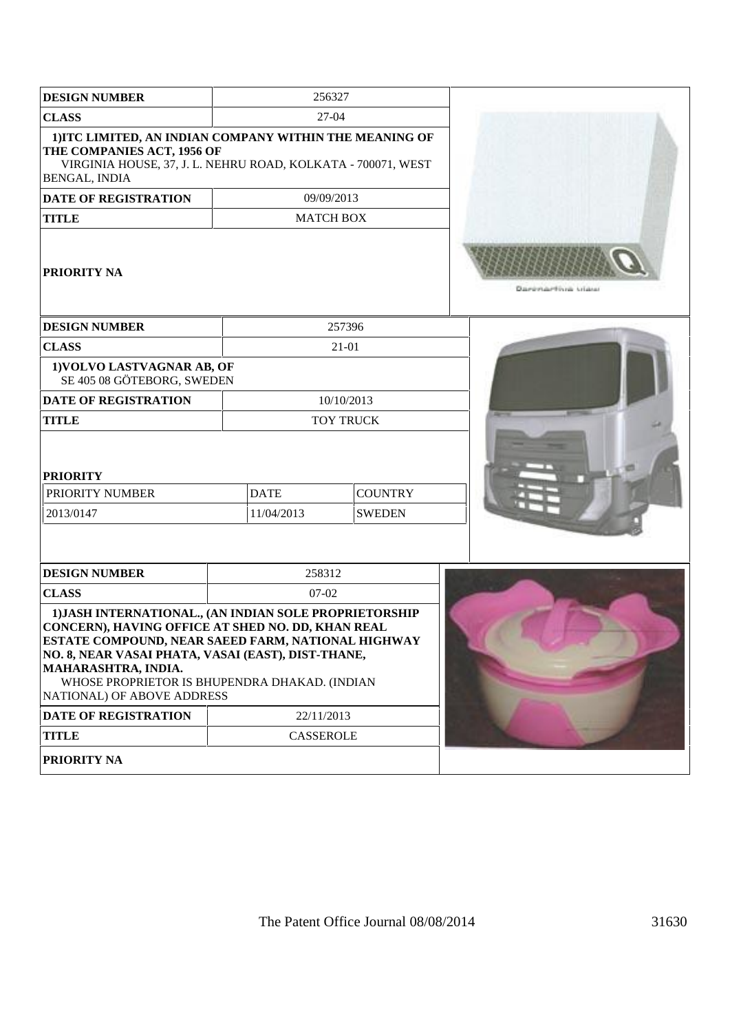| DESIGN NUMBER | 256327 |
|---|---|
| CLASS | 27-04 |
| 1)ITC LIMITED, AN INDIAN COMPANY WITHIN THE MEANING OF THE COMPANIES ACT, 1956 OF<br>VIRGINIA HOUSE, 37, J. L. NEHRU ROAD, KOLKATA - 700071, WEST BENGAL, INDIA | |
| DATE OF REGISTRATION | 09/09/2013 |
| TITLE | MATCH BOX |
| PRIORITY NA | |

| DESIGN NUMBER | 257396 | |
|---|---|---|
| CLASS | 21-01 | |
| 1)VOLVO LASTVAGNAR AB, OF<br>SE 405 08 GÖTEBORG, SWEDEN | | |
| DATE OF REGISTRATION | 10/10/2013 | |
| TITLE | TOY TRUCK | |
| PRIORITY | | |
| PRIORITY NUMBER | DATE | COUNTRY |
| 2013/0147 | 11/04/2013 | SWEDEN |

| DESIGN NUMBER | 258312 |
|---|---|
| CLASS | 07-02 |
| 1)JASH INTERNATIONAL., (AN INDIAN SOLE PROPRIETORSHIP CONCERN), HAVING OFFICE AT SHED NO. DD, KHAN REAL ESTATE COMPOUND, NEAR SAEED FARM, NATIONAL HIGHWAY NO. 8, NEAR VASAI PHATA, VASAI (EAST), DIST-THANE, MAHARASHTRA, INDIA.<br>WHOSE PROPRIETOR IS BHUPENDRA DHAKAD. (INDIAN NATIONAL) OF ABOVE ADDRESS | |
| DATE OF REGISTRATION | 22/11/2013 |
| TITLE | CASSEROLE |
| PRIORITY NA | |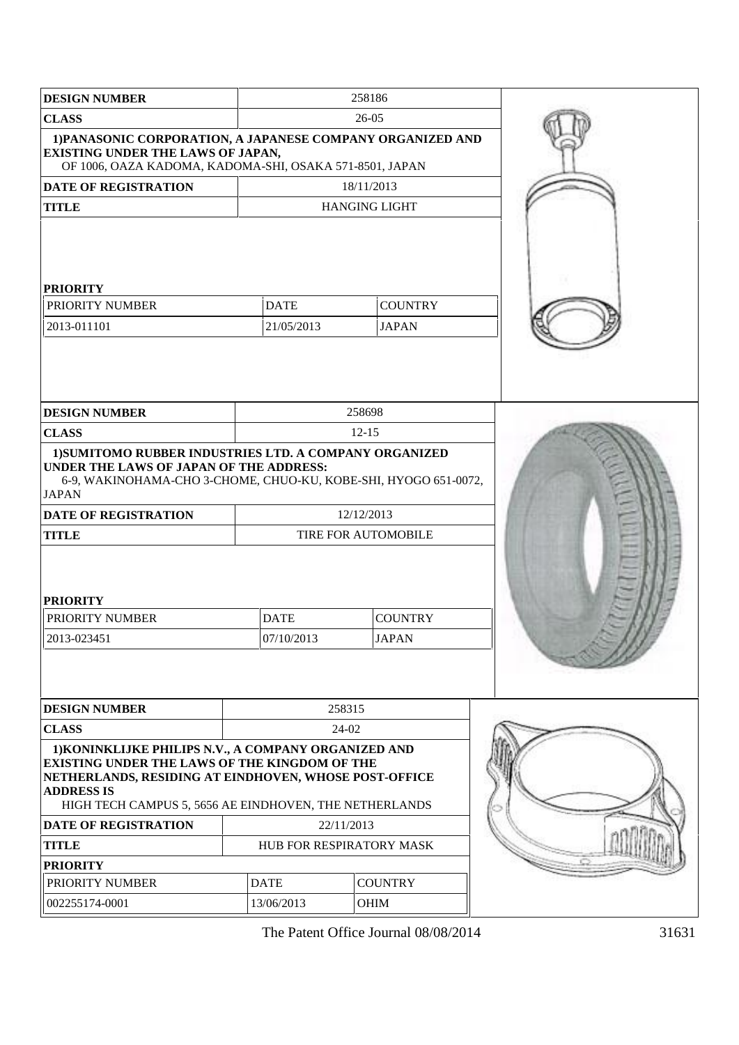| DESIGN NUMBER | 258186 | |
|---|---|---|
| CLASS | 26-05 | |

**1)PANASONIC CORPORATION, A JAPANESE COMPANY ORGANIZED AND EXISTING UNDER THE LAWS OF JAPAN,**
OF 1006, OAZA KADOMA, KADOMA-SHI, OSAKA 571-8501, JAPAN

| DATE OF REGISTRATION | 18/11/2013 |
|---|---|
| TITLE | HANGING LIGHT |

**PRIORITY**

| PRIORITY NUMBER | DATE | COUNTRY |
|---|---|---|
| 2013-011101 | 21/05/2013 | JAPAN |

| DESIGN NUMBER | 258698 |
|---|---|
| CLASS | 12-15 |

**1)SUMITOMO RUBBER INDUSTRIES LTD. A COMPANY ORGANIZED UNDER THE LAWS OF JAPAN OF THE ADDRESS:**
6-9, WAKINOHAMA-CHO 3-CHOME, CHUO-KU, KOBE-SHI, HYOGO 651-0072, JAPAN

| DATE OF REGISTRATION | 12/12/2013 |
|---|---|
| TITLE | TIRE FOR AUTOMOBILE |

**PRIORITY**

| PRIORITY NUMBER | DATE | COUNTRY |
|---|---|---|
| 2013-023451 | 07/10/2013 | JAPAN |

| DESIGN NUMBER | 258315 |
|---|---|
| CLASS | 24-02 |

**1)KONINKLIJKE PHILIPS N.V., A COMPANY ORGANIZED AND EXISTING UNDER THE LAWS OF THE KINGDOM OF THE NETHERLANDS, RESIDING AT EINDHOVEN, WHOSE POST-OFFICE ADDRESS IS**
HIGH TECH CAMPUS 5, 5656 AE EINDHOVEN, THE NETHERLANDS

| DATE OF REGISTRATION | 22/11/2013 |
|---|---|
| TITLE | HUB FOR RESPIRATORY MASK |

**PRIORITY**

| PRIORITY NUMBER | DATE | COUNTRY |
|---|---|---|
| 002255174-0001 | 13/06/2013 | OHIM |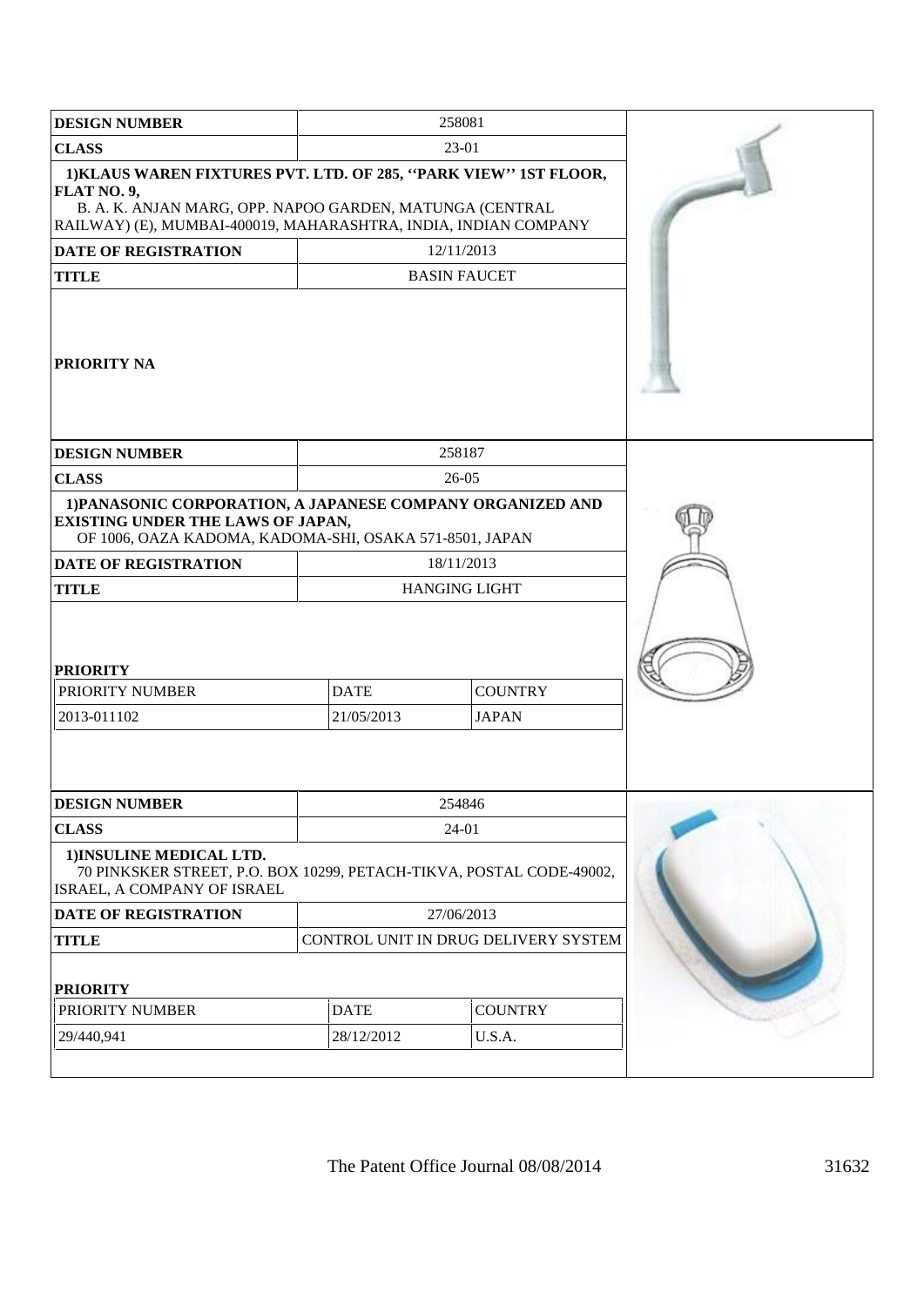| DESIGN NUMBER | 258081 | |
|---|---|---|
| CLASS | 23-01 | |

1)KLAUS WAREN FIXTURES PVT. LTD. OF 285, ''PARK VIEW'' 1ST FLOOR, FLAT NO. 9,
B. A. K. ANJAN MARG, OPP. NAPOO GARDEN, MATUNGA (CENTRAL RAILWAY) (E), MUMBAI-400019, MAHARASHTRA, INDIA, INDIAN COMPANY

| DATE OF REGISTRATION | 12/11/2013 |
|---|---|
| TITLE | BASIN FAUCET |

**PRIORITY NA**

| DESIGN NUMBER | 258187 | |
|---|---|---|
| CLASS | 26-05 | |

1)PANASONIC CORPORATION, A JAPANESE COMPANY ORGANIZED AND EXISTING UNDER THE LAWS OF JAPAN,
OF 1006, OAZA KADOMA, KADOMA-SHI, OSAKA 571-8501, JAPAN

| DATE OF REGISTRATION | 18/11/2013 |
|---|---|
| TITLE | HANGING LIGHT |

**PRIORITY**

| PRIORITY NUMBER | DATE | COUNTRY |
|---|---|---|
| 2013-011102 | 21/05/2013 | JAPAN |

| DESIGN NUMBER | 254846 | |
|---|---|---|
| CLASS | 24-01 | |

1)INSULINE MEDICAL LTD.
70 PINKSKER STREET, P.O. BOX 10299, PETACH-TIKVA, POSTAL CODE-49002, ISRAEL, A COMPANY OF ISRAEL

| DATE OF REGISTRATION | 27/06/2013 |
|---|---|
| TITLE | CONTROL UNIT IN DRUG DELIVERY SYSTEM |

**PRIORITY**

| PRIORITY NUMBER | DATE | COUNTRY |
|---|---|---|
| 29/440,941 | 28/12/2012 | U.S.A. |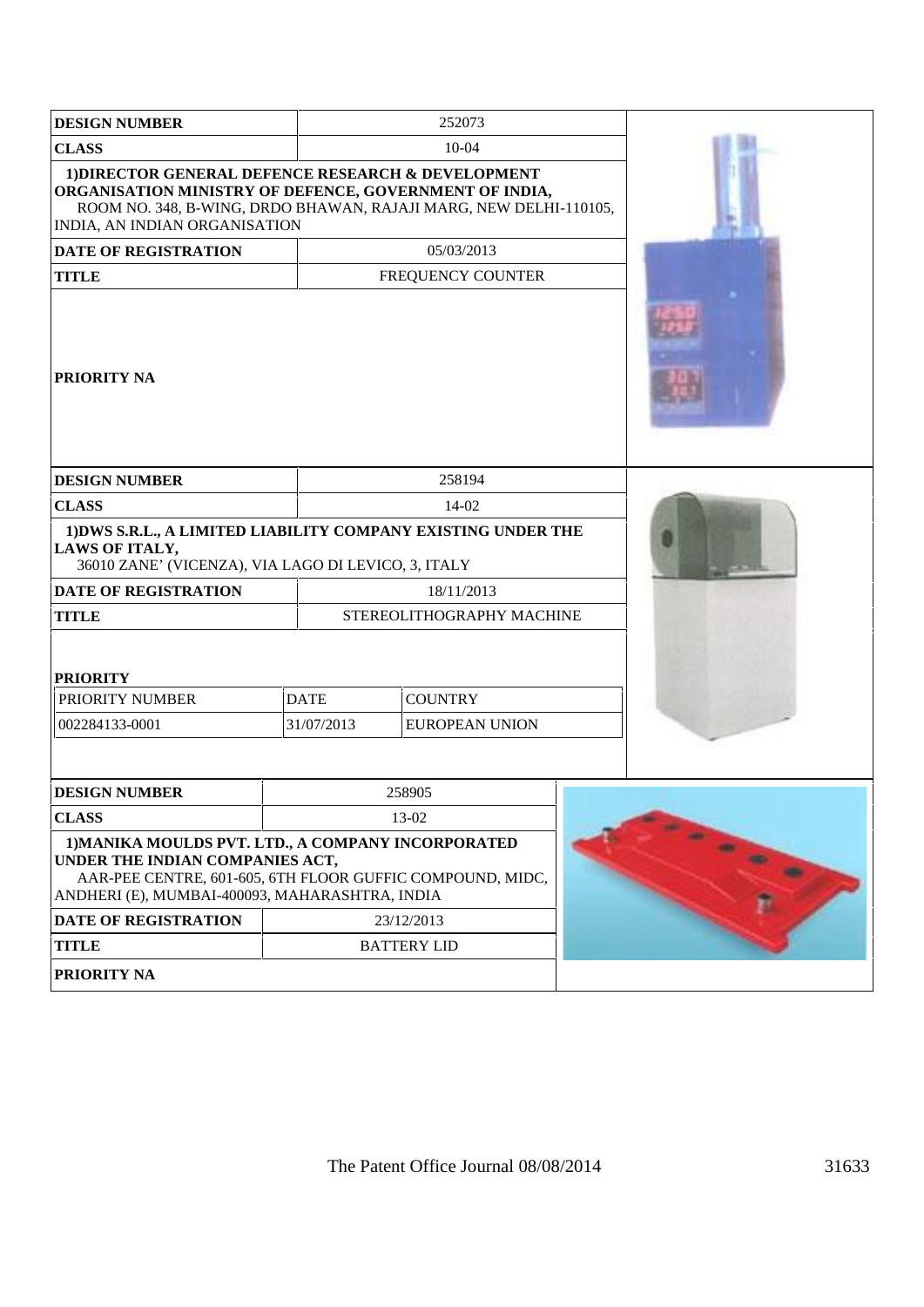| DESIGN NUMBER | 252073 |
|---|---|
| CLASS | 10-04 |
| 1)DIRECTOR GENERAL DEFENCE RESEARCH & DEVELOPMENT ORGANISATION MINISTRY OF DEFENCE, GOVERNMENT OF INDIA, ROOM NO. 348, B-WING, DRDO BHAWAN, RAJAJI MARG, NEW DELHI-110105, INDIA, AN INDIAN ORGANISATION | |
| DATE OF REGISTRATION | 05/03/2013 |
| TITLE | FREQUENCY COUNTER |
| PRIORITY NA | |

| DESIGN NUMBER | 258194 | |
|---|---|---|
| CLASS | 14-02 | |
| 1)DWS S.R.L., A LIMITED LIABILITY COMPANY EXISTING UNDER THE LAWS OF ITALY, 36010 ZANE' (VICENZA), VIA LAGO DI LEVICO, 3, ITALY | | |
| DATE OF REGISTRATION | 18/11/2013 | |
| TITLE | STEREOLITHOGRAPHY MACHINE | |
| PRIORITY | | |
| PRIORITY NUMBER | DATE | COUNTRY |
| 002284133-0001 | 31/07/2013 | EUROPEAN UNION |

| DESIGN NUMBER | 258905 |
|---|---|
| CLASS | 13-02 |
| 1)MANIKA MOULDS PVT. LTD., A COMPANY INCORPORATED UNDER THE INDIAN COMPANIES ACT, AAR-PEE CENTRE, 601-605, 6TH FLOOR GUFFIC COMPOUND, MIDC, ANDHERI (E), MUMBAI-400093, MAHARASHTRA, INDIA | |
| DATE OF REGISTRATION | 23/12/2013 |
| TITLE | BATTERY LID |
| PRIORITY NA | |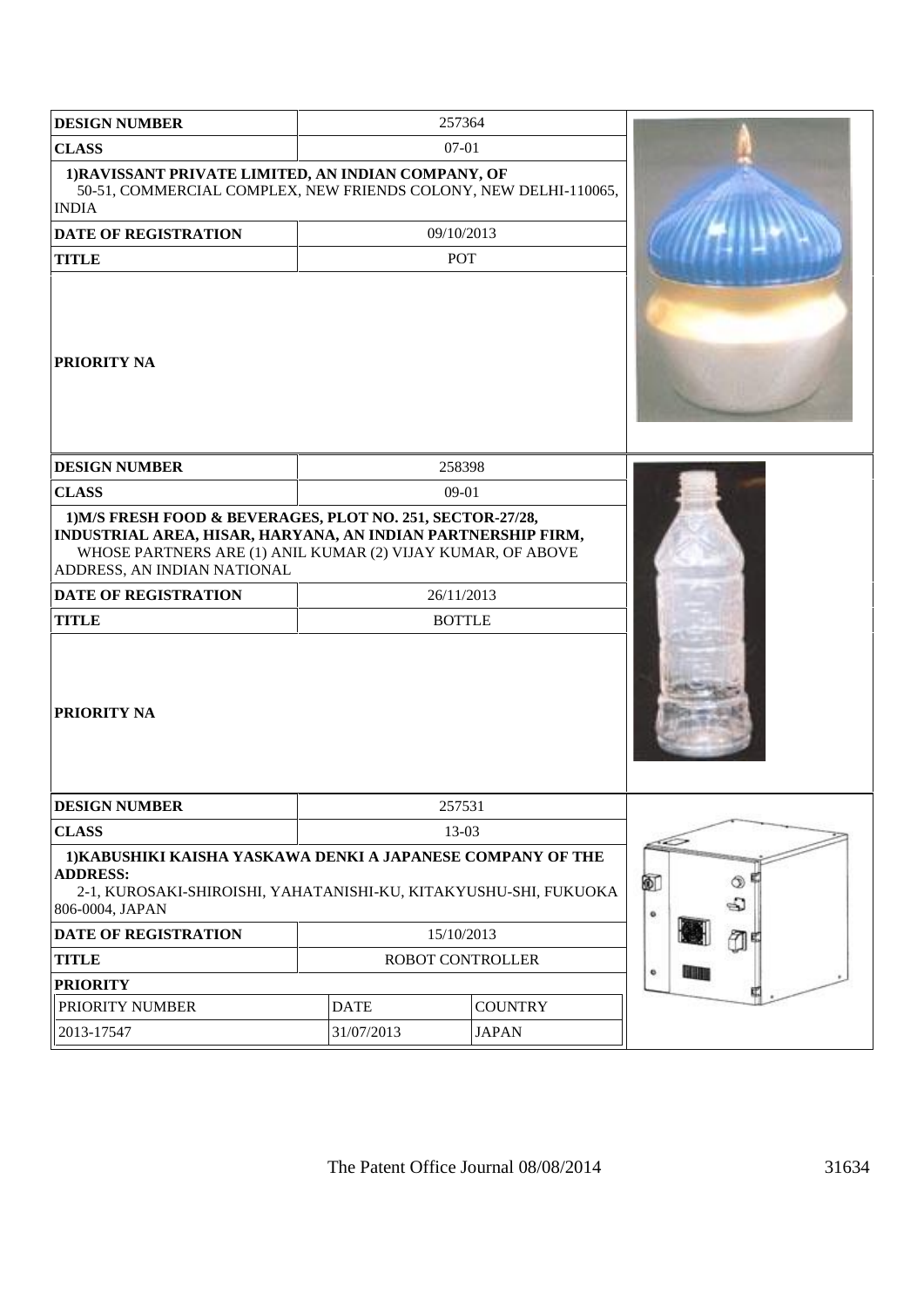| DESIGN NUMBER | 257364 |
|---|---|
| CLASS | 07-01 |
| 1)RAVISSANT PRIVATE LIMITED, AN INDIAN COMPANY, OF 50-51, COMMERCIAL COMPLEX, NEW FRIENDS COLONY, NEW DELHI-110065, INDIA | |
| DATE OF REGISTRATION | 09/10/2013 |
| TITLE | POT |
| PRIORITY NA | |

| DESIGN NUMBER | 258398 |
|---|---|
| CLASS | 09-01 |
| 1)M/S FRESH FOOD & BEVERAGES, PLOT NO. 251, SECTOR-27/28, INDUSTRIAL AREA, HISAR, HARYANA, AN INDIAN PARTNERSHIP FIRM, WHOSE PARTNERS ARE (1) ANIL KUMAR (2) VIJAY KUMAR, OF ABOVE ADDRESS, AN INDIAN NATIONAL | |
| DATE OF REGISTRATION | 26/11/2013 |
| TITLE | BOTTLE |
| PRIORITY NA | |

| DESIGN NUMBER | 257531 | |
|---|---|---|
| CLASS | 13-03 | |
| 1)KABUSHIKI KAISHA YASKAWA DENKI A JAPANESE COMPANY OF THE ADDRESS: 2-1, KUROSAKI-SHIROISHI, YAHATANISHI-KU, KITAKYUSHU-SHI, FUKUOKA 806-0004, JAPAN | | |
| DATE OF REGISTRATION | 15/10/2013 | |
| TITLE | ROBOT CONTROLLER | |
| PRIORITY | | |
| PRIORITY NUMBER | DATE | COUNTRY |
| 2013-17547 | 31/07/2013 | JAPAN |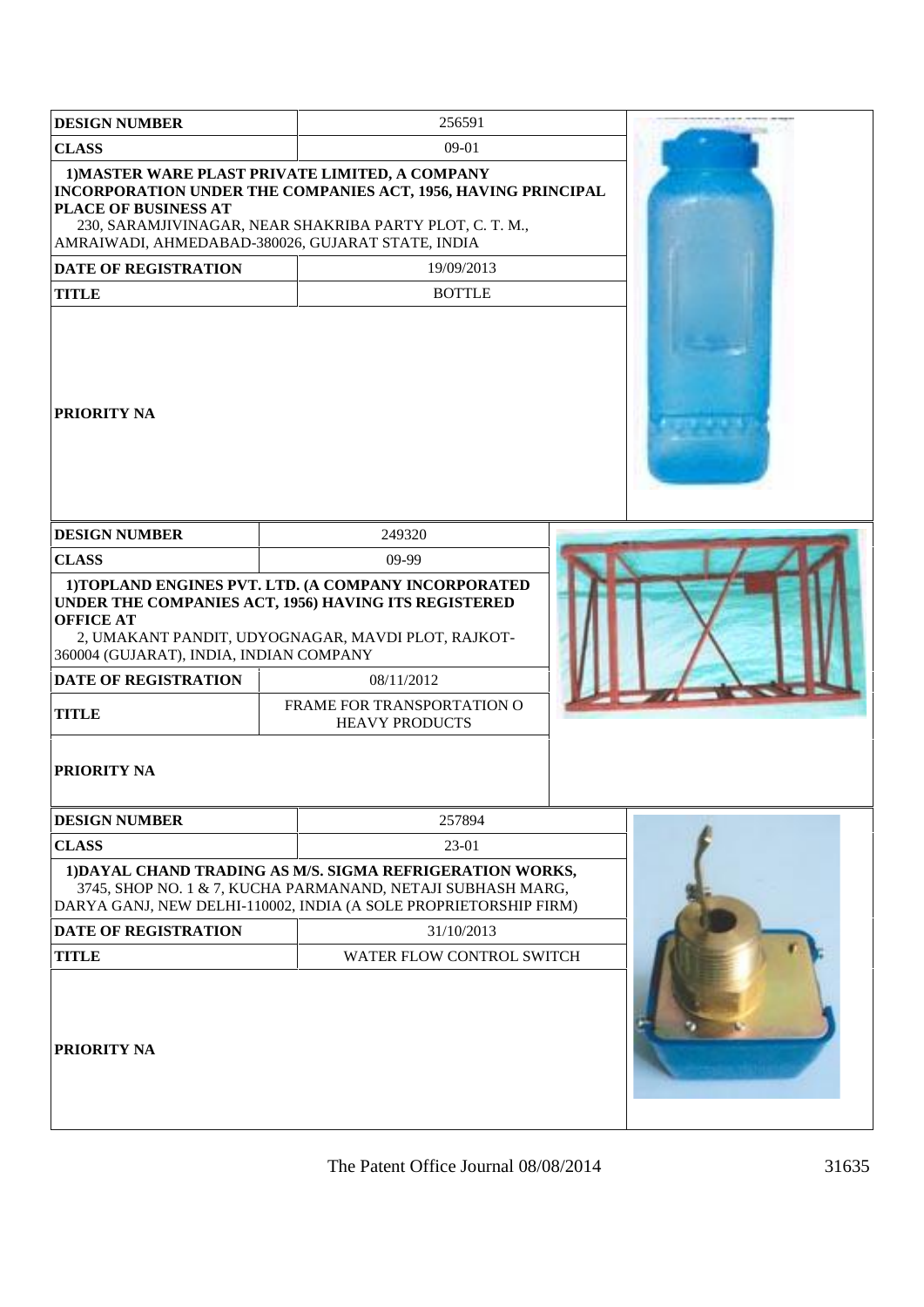| DESIGN NUMBER | 256591 |
|---|---|
| CLASS | 09-01 |
| 1)MASTER WARE PLAST PRIVATE LIMITED, A COMPANY INCORPORATION UNDER THE COMPANIES ACT, 1956, HAVING PRINCIPAL PLACE OF BUSINESS AT 230, SARAMJIVINAGAR, NEAR SHAKRIBA PARTY PLOT, C. T. M., AMRAIWADI, AHMEDABAD-380026, GUJARAT STATE, INDIA | |
| DATE OF REGISTRATION | 19/09/2013 |
| TITLE | BOTTLE |
| PRIORITY NA | |

| DESIGN NUMBER | 249320 |
|---|---|
| CLASS | 09-99 |
| 1)TOPLAND ENGINES PVT. LTD. (A COMPANY INCORPORATED UNDER THE COMPANIES ACT, 1956) HAVING ITS REGISTERED OFFICE AT 2, UMAKANT PANDIT, UDYOGNAGAR, MAVDI PLOT, RAJKOT-360004 (GUJARAT), INDIA, INDIAN COMPANY | |
| DATE OF REGISTRATION | 08/11/2012 |
| TITLE | FRAME FOR TRANSPORTATION O HEAVY PRODUCTS |
| PRIORITY NA | |

| DESIGN NUMBER | 257894 |
|---|---|
| CLASS | 23-01 |
| 1)DAYAL CHAND TRADING AS M/S. SIGMA REFRIGERATION WORKS, 3745, SHOP NO. 1 & 7, KUCHA PARMANAND, NETAJI SUBHASH MARG, DARYA GANJ, NEW DELHI-110002, INDIA (A SOLE PROPRIETORSHIP FIRM) | |
| DATE OF REGISTRATION | 31/10/2013 |
| TITLE | WATER FLOW CONTROL SWITCH |
| PRIORITY NA | |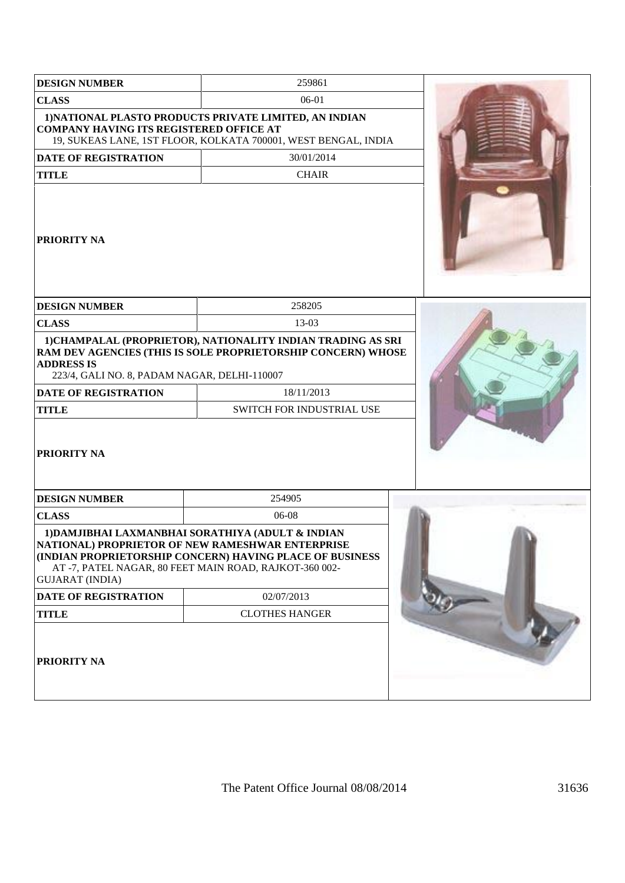| DESIGN NUMBER | 259861 |
|---|---|
| CLASS | 06-01 |
| **1)NATIONAL PLASTO PRODUCTS PRIVATE LIMITED, AN INDIAN COMPANY HAVING ITS REGISTERED OFFICE AT** 19, SUKEAS LANE, 1ST FLOOR, KOLKATA 700001, WEST BENGAL, INDIA | |
| DATE OF REGISTRATION | 30/01/2014 |
| TITLE | CHAIR |
| PRIORITY NA | |

| DESIGN NUMBER | 258205 |
|---|---|
| CLASS | 13-03 |
| **1)CHAMPALAL (PROPRIETOR), NATIONALITY INDIAN TRADING AS SRI RAM DEV AGENCIES (THIS IS SOLE PROPRIETORSHIP CONCERN) WHOSE ADDRESS IS** 223/4, GALI NO. 8, PADAM NAGAR, DELHI-110007 | |
| DATE OF REGISTRATION | 18/11/2013 |
| TITLE | SWITCH FOR INDUSTRIAL USE |
| PRIORITY NA | |

| DESIGN NUMBER | 254905 |
|---|---|
| CLASS | 06-08 |
| **1)DAMJIBHAI LAXMANBHAI SORATHIYA (ADULT & INDIAN NATIONAL) PROPRIETOR OF NEW RAMESHWAR ENTERPRISE (INDIAN PROPRIETORSHIP CONCERN) HAVING PLACE OF BUSINESS** AT -7, PATEL NAGAR, 80 FEET MAIN ROAD, RAJKOT-360 002-GUJARAT (INDIA) | |
| DATE OF REGISTRATION | 02/07/2013 |
| TITLE | CLOTHES HANGER |
| PRIORITY NA | |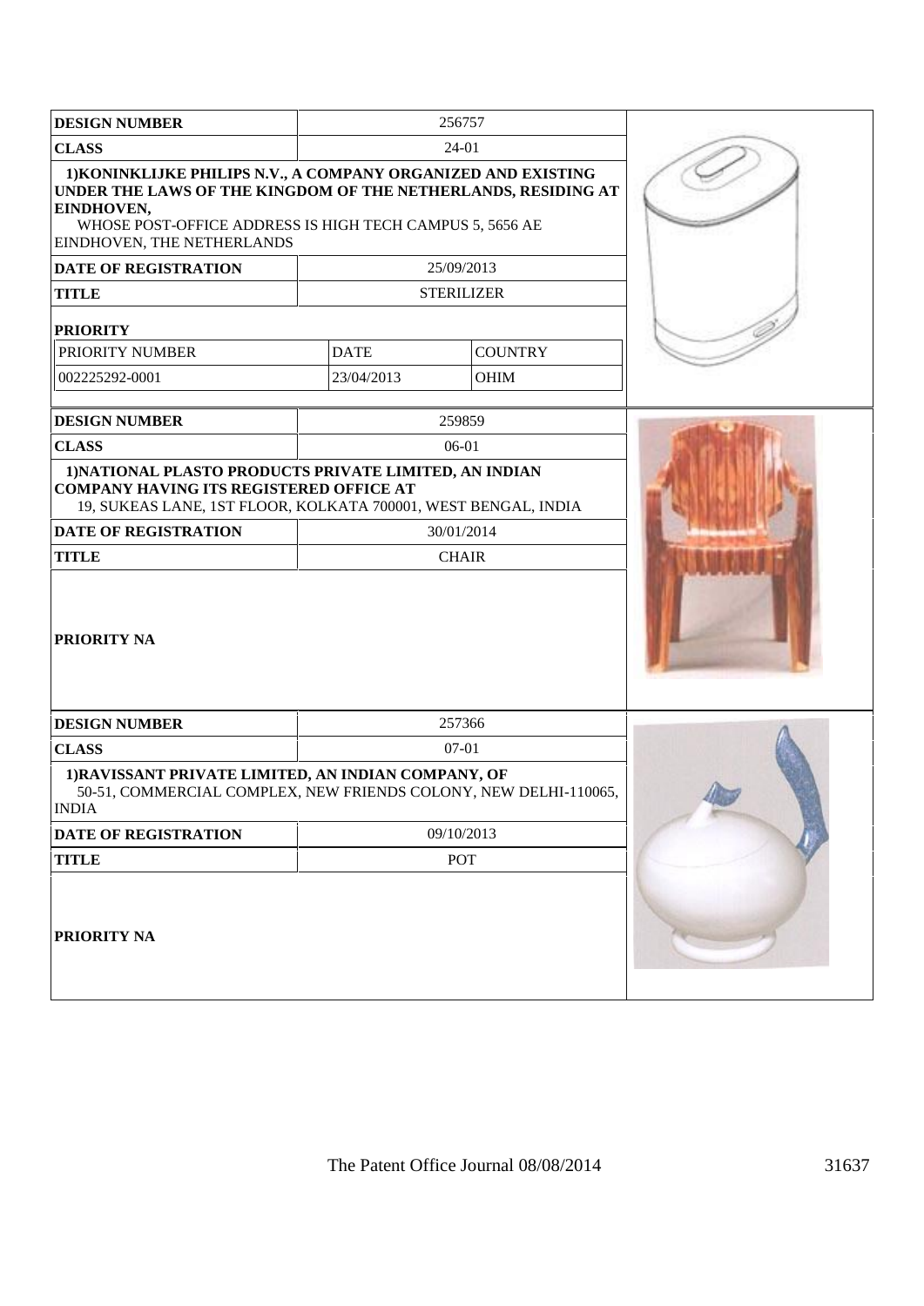| DESIGN NUMBER | 256757 | |
|---|---|---|
| CLASS | 24-01 | |
| 1)KONINKLIJKE PHILIPS N.V., A COMPANY ORGANIZED AND EXISTING UNDER THE LAWS OF THE KINGDOM OF THE NETHERLANDS, RESIDING AT EINDHOVEN, WHOSE POST-OFFICE ADDRESS IS HIGH TECH CAMPUS 5, 5656 AE EINDHOVEN, THE NETHERLANDS | | |
| DATE OF REGISTRATION | 25/09/2013 | |
| TITLE | STERILIZER | |
| PRIORITY | | |
| PRIORITY NUMBER | DATE | COUNTRY |
| 002225292-0001 | 23/04/2013 | OHIM |

| DESIGN NUMBER | 259859 |
|---|---|
| CLASS | 06-01 |
| 1)NATIONAL PLASTO PRODUCTS PRIVATE LIMITED, AN INDIAN COMPANY HAVING ITS REGISTERED OFFICE AT 19, SUKEAS LANE, 1ST FLOOR, KOLKATA 700001, WEST BENGAL, INDIA | |
| DATE OF REGISTRATION | 30/01/2014 |
| TITLE | CHAIR |
| PRIORITY NA | |

| DESIGN NUMBER | 257366 |
|---|---|
| CLASS | 07-01 |
| 1)RAVISSANT PRIVATE LIMITED, AN INDIAN COMPANY, OF 50-51, COMMERCIAL COMPLEX, NEW FRIENDS COLONY, NEW DELHI-110065, INDIA | |
| DATE OF REGISTRATION | 09/10/2013 |
| TITLE | POT |
| PRIORITY NA | |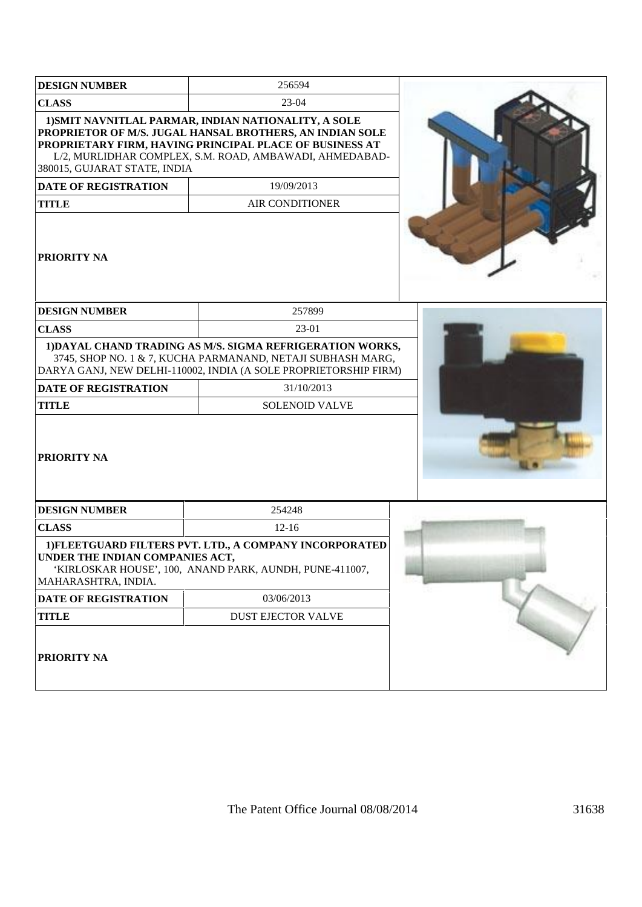| DESIGN NUMBER | 256594 |
|---|---|
| CLASS | 23-04 |
| 1)SMIT NAVNITLAL PARMAR, INDIAN NATIONALITY, A SOLE PROPRIETOR OF M/S. JUGAL HANSAL BROTHERS, AN INDIAN SOLE PROPRIETARY FIRM, HAVING PRINCIPAL PLACE OF BUSINESS AT L/2, MURLIDHAR COMPLEX, S.M. ROAD, AMBAWADI, AHMEDABAD-380015, GUJARAT STATE, INDIA | |
| DATE OF REGISTRATION | 19/09/2013 |
| TITLE | AIR CONDITIONER |
| PRIORITY NA | |

| DESIGN NUMBER | 257899 |
|---|---|
| CLASS | 23-01 |
| 1)DAYAL CHAND TRADING AS M/S. SIGMA REFRIGERATION WORKS, 3745, SHOP NO. 1 & 7, KUCHA PARMANAND, NETAJI SUBHASH MARG, DARYA GANJ, NEW DELHI-110002, INDIA (A SOLE PROPRIETORSHIP FIRM) | |
| DATE OF REGISTRATION | 31/10/2013 |
| TITLE | SOLENOID VALVE |
| PRIORITY NA | |

| DESIGN NUMBER | 254248 |
|---|---|
| CLASS | 12-16 |
| 1)FLEETGUARD FILTERS PVT. LTD., A COMPANY INCORPORATED UNDER THE INDIAN COMPANIES ACT, 'KIRLOSKAR HOUSE', 100, ANAND PARK, AUNDH, PUNE-411007, MAHARASHTRA, INDIA. | |
| DATE OF REGISTRATION | 03/06/2013 |
| TITLE | DUST EJECTOR VALVE |
| PRIORITY NA | |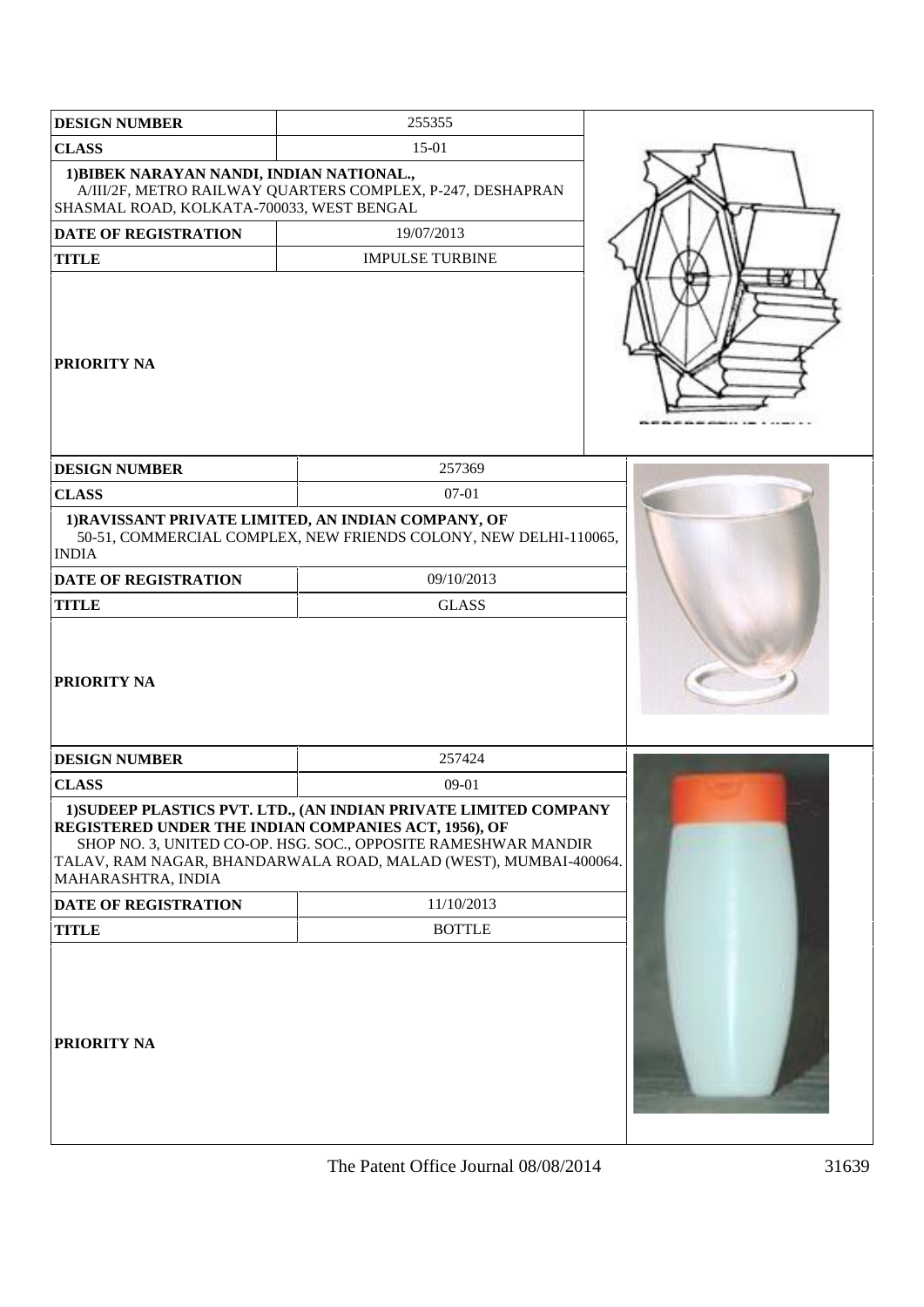| DESIGN NUMBER | 255355 |
|---|---|
| CLASS | 15-01 |
| 1)BIBEK NARAYAN NANDI, INDIAN NATIONAL., A/III/2F, METRO RAILWAY QUARTERS COMPLEX, P-247, DESHAPRAN SHASMAL ROAD, KOLKATA-700033, WEST BENGAL | |
| DATE OF REGISTRATION | 19/07/2013 |
| TITLE | IMPULSE TURBINE |
| PRIORITY NA | |

| DESIGN NUMBER | 257369 |
|---|---|
| CLASS | 07-01 |
| 1)RAVISSANT PRIVATE LIMITED, AN INDIAN COMPANY, OF 50-51, COMMERCIAL COMPLEX, NEW FRIENDS COLONY, NEW DELHI-110065, INDIA | |
| DATE OF REGISTRATION | 09/10/2013 |
| TITLE | GLASS |
| PRIORITY NA | |

| DESIGN NUMBER | 257424 |
|---|---|
| CLASS | 09-01 |
| 1)SUDEEP PLASTICS PVT. LTD., (AN INDIAN PRIVATE LIMITED COMPANY REGISTERED UNDER THE INDIAN COMPANIES ACT, 1956), OF SHOP NO. 3, UNITED CO-OP. HSG. SOC., OPPOSITE RAMESHWAR MANDIR TALAV, RAM NAGAR, BHANDARWALA ROAD, MALAD (WEST), MUMBAI-400064. MAHARASHTRA, INDIA | |
| DATE OF REGISTRATION | 11/10/2013 |
| TITLE | BOTTLE |
| PRIORITY NA | |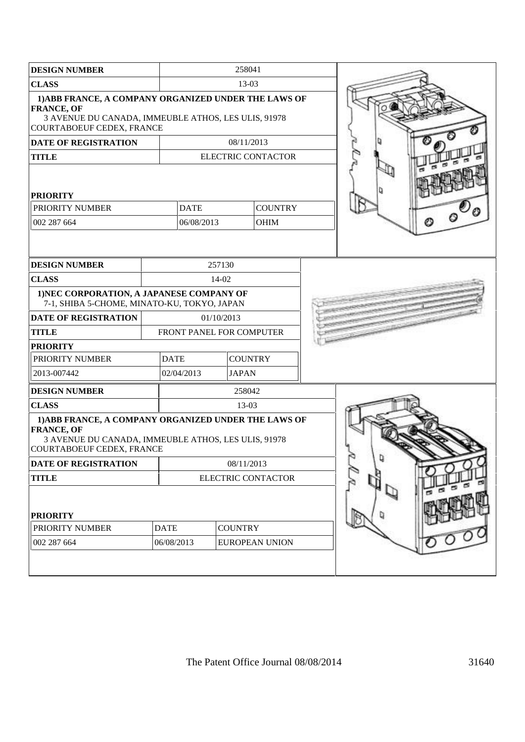| DESIGN NUMBER | 258041 | | |
|---|---|---|---|
| CLASS | 13-03 | | |
| 1)ABB FRANCE, A COMPANY ORGANIZED UNDER THE LAWS OF FRANCE, OF 3 AVENUE DU CANADA, IMMEUBLE ATHOS, LES ULIS, 91978 COURTABOEUF CEDEX, FRANCE | | | |
| DATE OF REGISTRATION | 08/11/2013 | | |
| TITLE | ELECTRIC CONTACTOR | | |
| PRIORITY | | | |
| PRIORITY NUMBER | DATE | COUNTRY | |
| 002 287 664 | 06/08/2013 | OHIM | |

| DESIGN NUMBER | 257130 | | |
|---|---|---|---|
| CLASS | 14-02 | | |
| 1)NEC CORPORATION, A JAPANESE COMPANY OF 7-1, SHIBA 5-CHOME, MINATO-KU, TOKYO, JAPAN | | | |
| DATE OF REGISTRATION | 01/10/2013 | | |
| TITLE | FRONT PANEL FOR COMPUTER | | |
| PRIORITY | | | |
| PRIORITY NUMBER | DATE | COUNTRY | |
| 2013-007442 | 02/04/2013 | JAPAN | |

| DESIGN NUMBER | 258042 | | |
|---|---|---|---|
| CLASS | 13-03 | | |
| 1)ABB FRANCE, A COMPANY ORGANIZED UNDER THE LAWS OF FRANCE, OF 3 AVENUE DU CANADA, IMMEUBLE ATHOS, LES ULIS, 91978 COURTABOEUF CEDEX, FRANCE | | | |
| DATE OF REGISTRATION | 08/11/2013 | | |
| TITLE | ELECTRIC CONTACTOR | | |
| PRIORITY | | | |
| PRIORITY NUMBER | DATE | COUNTRY | |
| 002 287 664 | 06/08/2013 | EUROPEAN UNION | |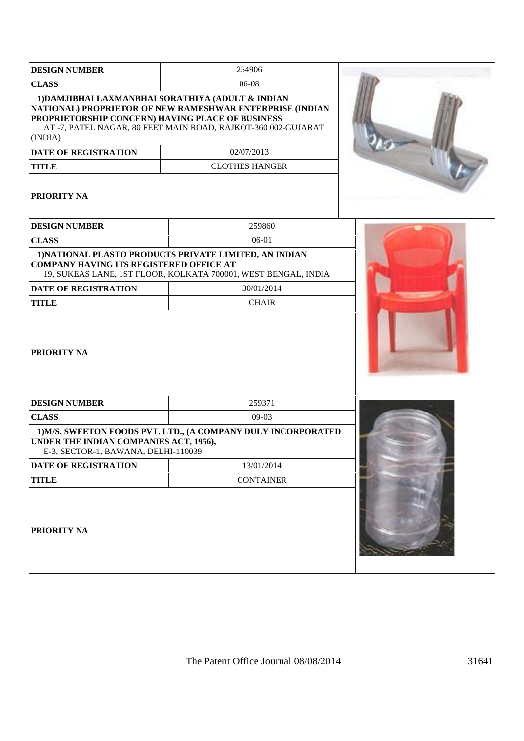| DESIGN NUMBER | 254906 |
|---|---|
| CLASS | 06-08 |
| 1)DAMJIBHAI LAXMANBHAI SORATHIYA (ADULT & INDIAN NATIONAL) PROPRIETOR OF NEW RAMESHWAR ENTERPRISE (INDIAN PROPRIETORSHIP CONCERN) HAVING PLACE OF BUSINESS AT -7, PATEL NAGAR, 80 FEET MAIN ROAD, RAJKOT-360 002-GUJARAT (INDIA) | |
| DATE OF REGISTRATION | 02/07/2013 |
| TITLE | CLOTHES HANGER |
| PRIORITY NA | |

| DESIGN NUMBER | 259860 |
|---|---|
| CLASS | 06-01 |
| 1)NATIONAL PLASTO PRODUCTS PRIVATE LIMITED, AN INDIAN COMPANY HAVING ITS REGISTERED OFFICE AT 19, SUKEAS LANE, 1ST FLOOR, KOLKATA 700001, WEST BENGAL, INDIA | |
| DATE OF REGISTRATION | 30/01/2014 |
| TITLE | CHAIR |
| PRIORITY NA | |

| DESIGN NUMBER | 259371 |
|---|---|
| CLASS | 09-03 |
| 1)M/S. SWEETON FOODS PVT. LTD., (A COMPANY DULY INCORPORATED UNDER THE INDIAN COMPANIES ACT, 1956), E-3, SECTOR-1, BAWANA, DELHI-110039 | |
| DATE OF REGISTRATION | 13/01/2014 |
| TITLE | CONTAINER |
| PRIORITY NA | |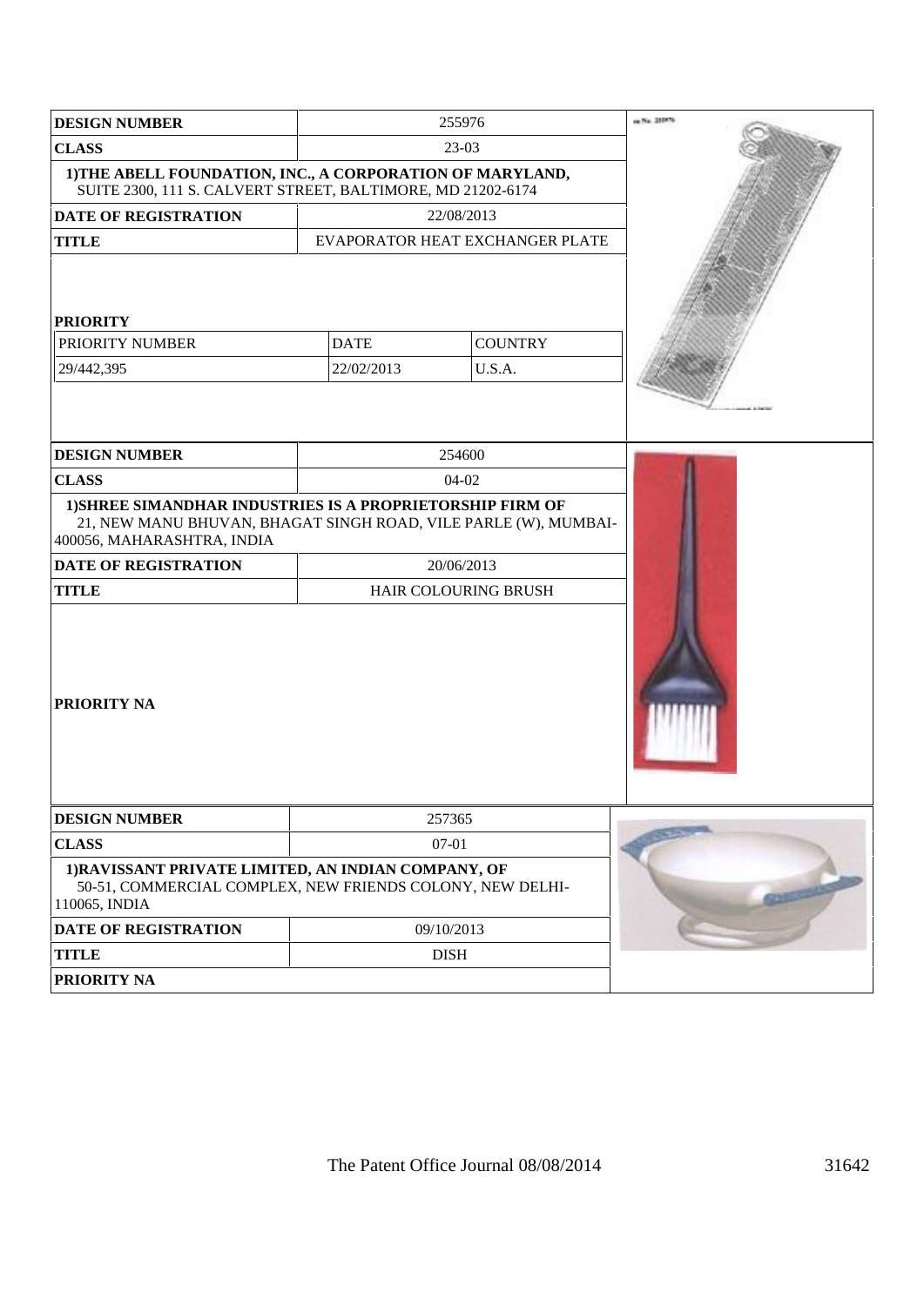| DESIGN NUMBER | 255976 | |
|---|---|---|
| CLASS | 23-03 | |
| 1)THE ABELL FOUNDATION, INC., A CORPORATION OF MARYLAND, SUITE 2300, 111 S. CALVERT STREET, BALTIMORE, MD 21202-6174 | | |
| DATE OF REGISTRATION | 22/08/2013 | |
| TITLE | EVAPORATOR HEAT EXCHANGER PLATE | |
| PRIORITY | | |
| PRIORITY NUMBER | DATE | COUNTRY |
| 29/442,395 | 22/02/2013 | U.S.A. |

| DESIGN NUMBER | 254600 |
|---|---|
| CLASS | 04-02 |
| 1)SHREE SIMANDHAR INDUSTRIES IS A PROPRIETORSHIP FIRM OF 21, NEW MANU BHUVAN, BHAGAT SINGH ROAD, VILE PARLE (W), MUMBAI-400056, MAHARASHTRA, INDIA | |
| DATE OF REGISTRATION | 20/06/2013 |
| TITLE | HAIR COLOURING BRUSH |
| PRIORITY NA | |

| DESIGN NUMBER | 257365 |
|---|---|
| CLASS | 07-01 |
| 1)RAVISSANT PRIVATE LIMITED, AN INDIAN COMPANY, OF 50-51, COMMERCIAL COMPLEX, NEW FRIENDS COLONY, NEW DELHI-110065, INDIA | |
| DATE OF REGISTRATION | 09/10/2013 |
| TITLE | DISH |
| PRIORITY NA | |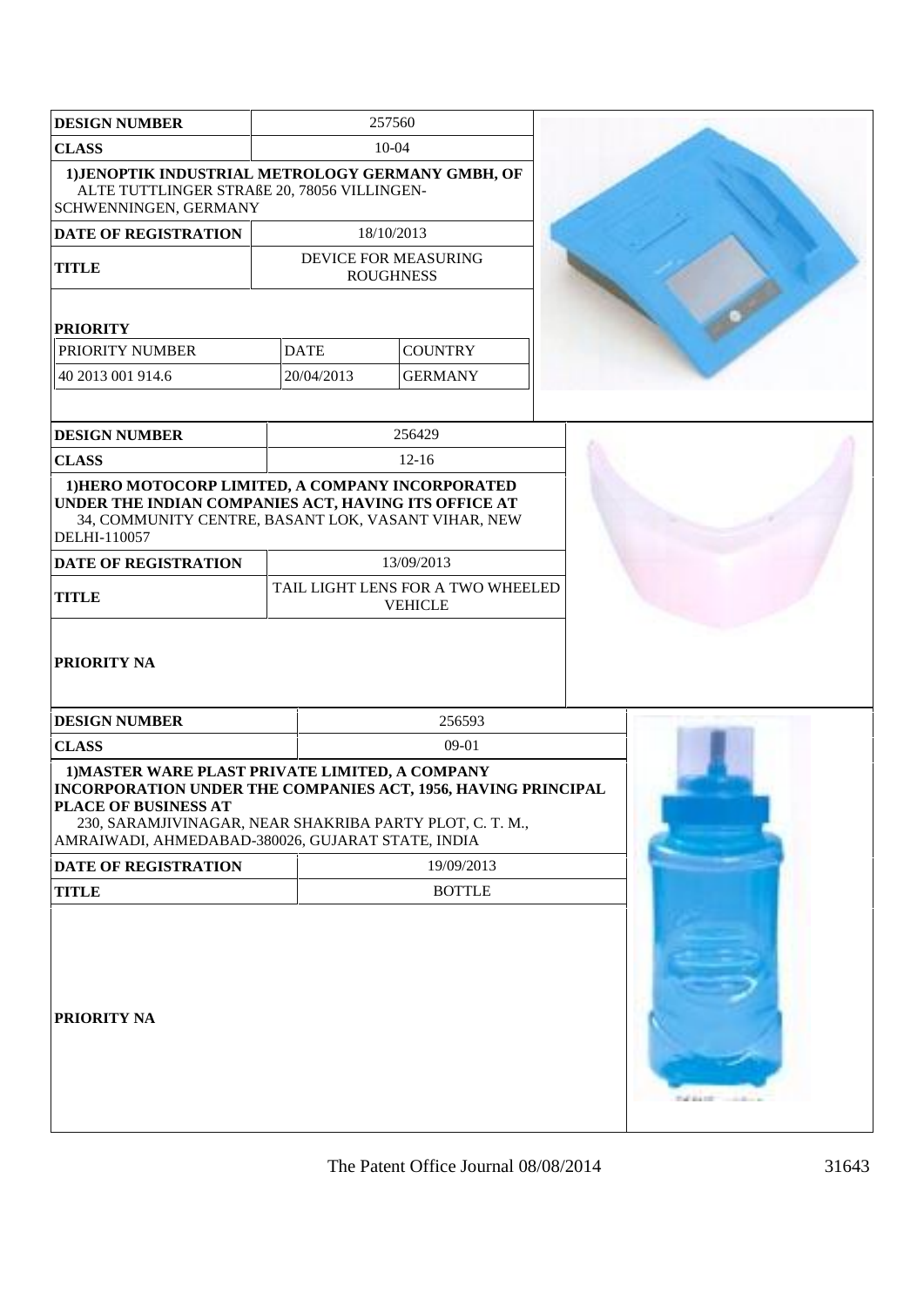| DESIGN NUMBER | 257560 | |
|---|---|---|
| CLASS | 10-04 | |
| 1)JENOPTIK INDUSTRIAL METROLOGY GERMANY GMBH, OF ALTE TUTTLINGER STRAßE 20, 78056 VILLINGEN-SCHWENNINGEN, GERMANY | | |
| DATE OF REGISTRATION | 18/10/2013 | |
| TITLE | DEVICE FOR MEASURING ROUGHNESS | |
| PRIORITY | | |
| PRIORITY NUMBER | DATE | COUNTRY |
| 40 2013 001 914.6 | 20/04/2013 | GERMANY |

| DESIGN NUMBER | 256429 |
|---|---|
| CLASS | 12-16 |
| 1)HERO MOTOCORP LIMITED, A COMPANY INCORPORATED UNDER THE INDIAN COMPANIES ACT, HAVING ITS OFFICE AT 34, COMMUNITY CENTRE, BASANT LOK, VASANT VIHAR, NEW DELHI-110057 | |
| DATE OF REGISTRATION | 13/09/2013 |
| TITLE | TAIL LIGHT LENS FOR A TWO WHEELED VEHICLE |
| PRIORITY NA | |

| DESIGN NUMBER | 256593 |
|---|---|
| CLASS | 09-01 |
| 1)MASTER WARE PLAST PRIVATE LIMITED, A COMPANY INCORPORATION UNDER THE COMPANIES ACT, 1956, HAVING PRINCIPAL PLACE OF BUSINESS AT 230, SARAMJIVINAGAR, NEAR SHAKRIBA PARTY PLOT, C. T. M., AMRAIWADI, AHMEDABAD-380026, GUJARAT STATE, INDIA | |
| DATE OF REGISTRATION | 19/09/2013 |
| TITLE | BOTTLE |
| PRIORITY NA | |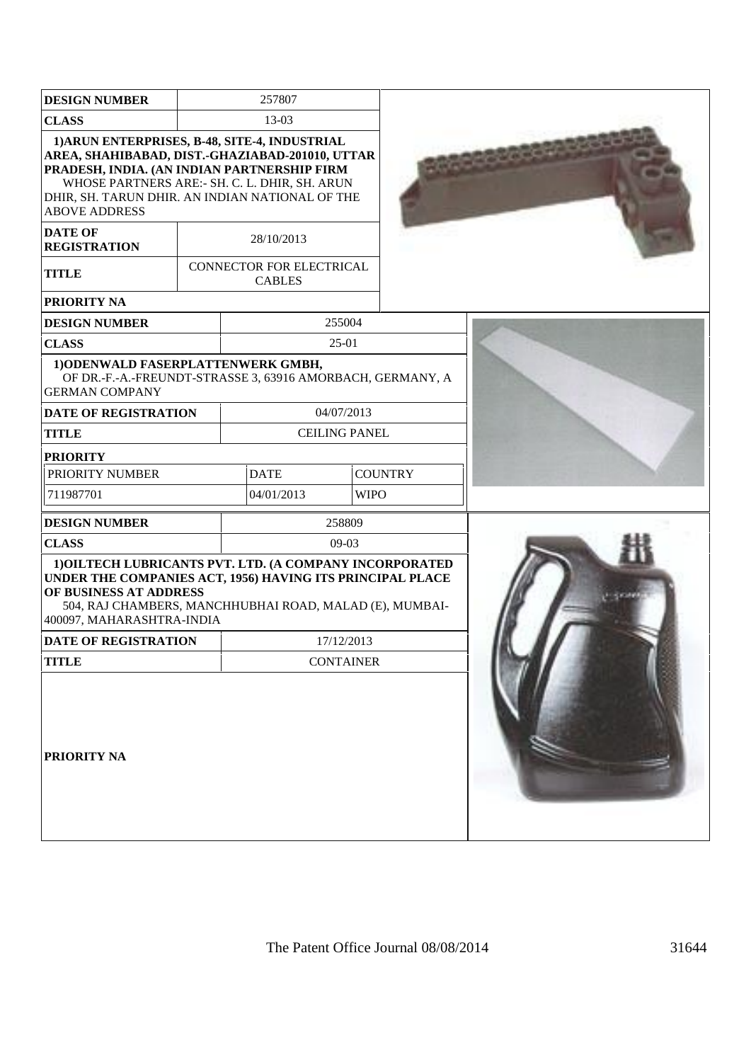| DESIGN NUMBER | 257807 |
|---|---|
| CLASS | 13-03 |
| **1)ARUN ENTERPRISES, B-48, SITE-4, INDUSTRIAL AREA, SHAHIBABAD, DIST.-GHAZIABAD-201010, UTTAR PRADESH, INDIA. (AN INDIAN PARTNERSHIP FIRM** WHOSE PARTNERS ARE:- SH. C. L. DHIR, SH. ARUN DHIR, SH. TARUN DHIR. AN INDIAN NATIONAL OF THE ABOVE ADDRESS | |
| DATE OF REGISTRATION | 28/10/2013 |
| TITLE | CONNECTOR FOR ELECTRICAL CABLES |
| PRIORITY NA | |

| DESIGN NUMBER | 255004 | |
|---|---|---|
| CLASS | 25-01 | |
| **1)ODENWALD FASERPLATTENWERK GMBH,** OF DR.-F.-A.-FREUNDT-STRASSE 3, 63916 AMORBACH, GERMANY, A GERMAN COMPANY | | |
| DATE OF REGISTRATION | 04/07/2013 | |
| TITLE | CEILING PANEL | |
| **PRIORITY** | | |
| PRIORITY NUMBER | DATE | COUNTRY |
| 711987701 | 04/01/2013 | WIPO |

| DESIGN NUMBER | 258809 |
|---|---|
| CLASS | 09-03 |
| **1)OILTECH LUBRICANTS PVT. LTD. (A COMPANY INCORPORATED UNDER THE COMPANIES ACT, 1956) HAVING ITS PRINCIPAL PLACE OF BUSINESS AT ADDRESS** 504, RAJ CHAMBERS, MANCHHUBHAI ROAD, MALAD (E), MUMBAI-400097, MAHARASHTRA-INDIA | |
| DATE OF REGISTRATION | 17/12/2013 |
| TITLE | CONTAINER |
| PRIORITY NA | |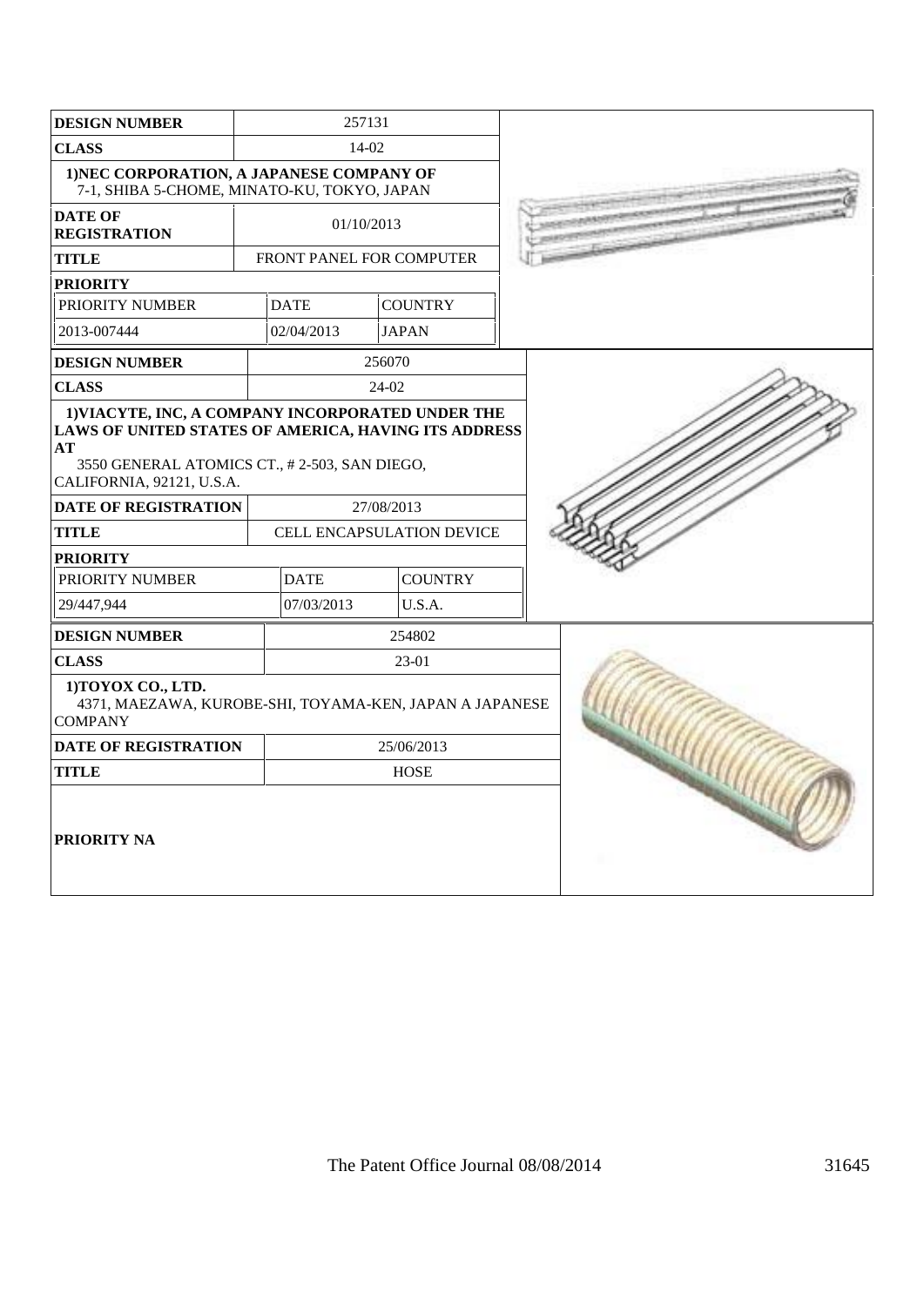| DESIGN NUMBER | 257131 | |
|---|---|---|
| CLASS | 14-02 | |
| 1)NEC CORPORATION, A JAPANESE COMPANY OF 7-1, SHIBA 5-CHOME, MINATO-KU, TOKYO, JAPAN | | |
| DATE OF REGISTRATION | 01/10/2013 | |
| TITLE | FRONT PANEL FOR COMPUTER | |
| PRIORITY | | |
| PRIORITY NUMBER | DATE | COUNTRY |
| 2013-007444 | 02/04/2013 | JAPAN |

| DESIGN NUMBER | 256070 | |
|---|---|---|
| CLASS | 24-02 | |
| 1)VIACYTE, INC, A COMPANY INCORPORATED UNDER THE LAWS OF UNITED STATES OF AMERICA, HAVING ITS ADDRESS AT 3550 GENERAL ATOMICS CT., # 2-503, SAN DIEGO, CALIFORNIA, 92121, U.S.A. | | |
| DATE OF REGISTRATION | 27/08/2013 | |
| TITLE | CELL ENCAPSULATION DEVICE | |
| PRIORITY | | |
| PRIORITY NUMBER | DATE | COUNTRY |
| 29/447,944 | 07/03/2013 | U.S.A. |

| DESIGN NUMBER | 254802 |
|---|---|
| CLASS | 23-01 |
| 1)TOYOX CO., LTD. 4371, MAEZAWA, KUROBE-SHI, TOYAMA-KEN, JAPAN A JAPANESE COMPANY | |
| DATE OF REGISTRATION | 25/06/2013 |
| TITLE | HOSE |
| PRIORITY NA | |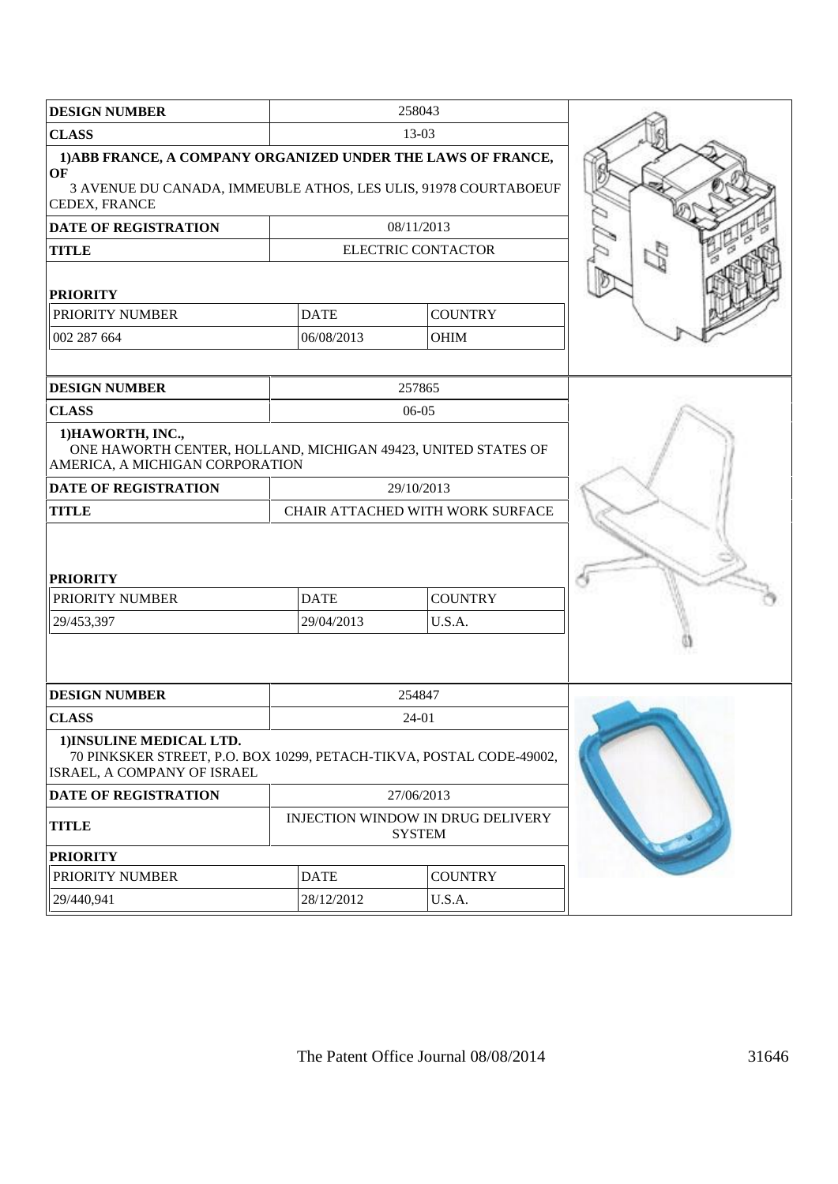| DESIGN NUMBER | 258043 | |
|---|---|---|
| CLASS | 13-03 | |
| 1)ABB FRANCE, A COMPANY ORGANIZED UNDER THE LAWS OF FRANCE, OF 3 AVENUE DU CANADA, IMMEUBLE ATHOS, LES ULIS, 91978 COURTABOEUF CEDEX, FRANCE | | |
| DATE OF REGISTRATION | 08/11/2013 | |
| TITLE | ELECTRIC CONTACTOR | |
| PRIORITY | | |
| PRIORITY NUMBER | DATE | COUNTRY |
| 002 287 664 | 06/08/2013 | OHIM |

| DESIGN NUMBER | 257865 | |
|---|---|---|
| CLASS | 06-05 | |
| 1)HAWORTH, INC., ONE HAWORTH CENTER, HOLLAND, MICHIGAN 49423, UNITED STATES OF AMERICA, A MICHIGAN CORPORATION | | |
| DATE OF REGISTRATION | 29/10/2013 | |
| TITLE | CHAIR ATTACHED WITH WORK SURFACE | |
| PRIORITY | | |
| PRIORITY NUMBER | DATE | COUNTRY |
| 29/453,397 | 29/04/2013 | U.S.A. |

| DESIGN NUMBER | 254847 | |
|---|---|---|
| CLASS | 24-01 | |
| 1)INSULINE MEDICAL LTD. 70 PINKSKER STREET, P.O. BOX 10299, PETACH-TIKVA, POSTAL CODE-49002, ISRAEL, A COMPANY OF ISRAEL | | |
| DATE OF REGISTRATION | 27/06/2013 | |
| TITLE | INJECTION WINDOW IN DRUG DELIVERY SYSTEM | |
| PRIORITY | | |
| PRIORITY NUMBER | DATE | COUNTRY |
| 29/440,941 | 28/12/2012 | U.S.A. |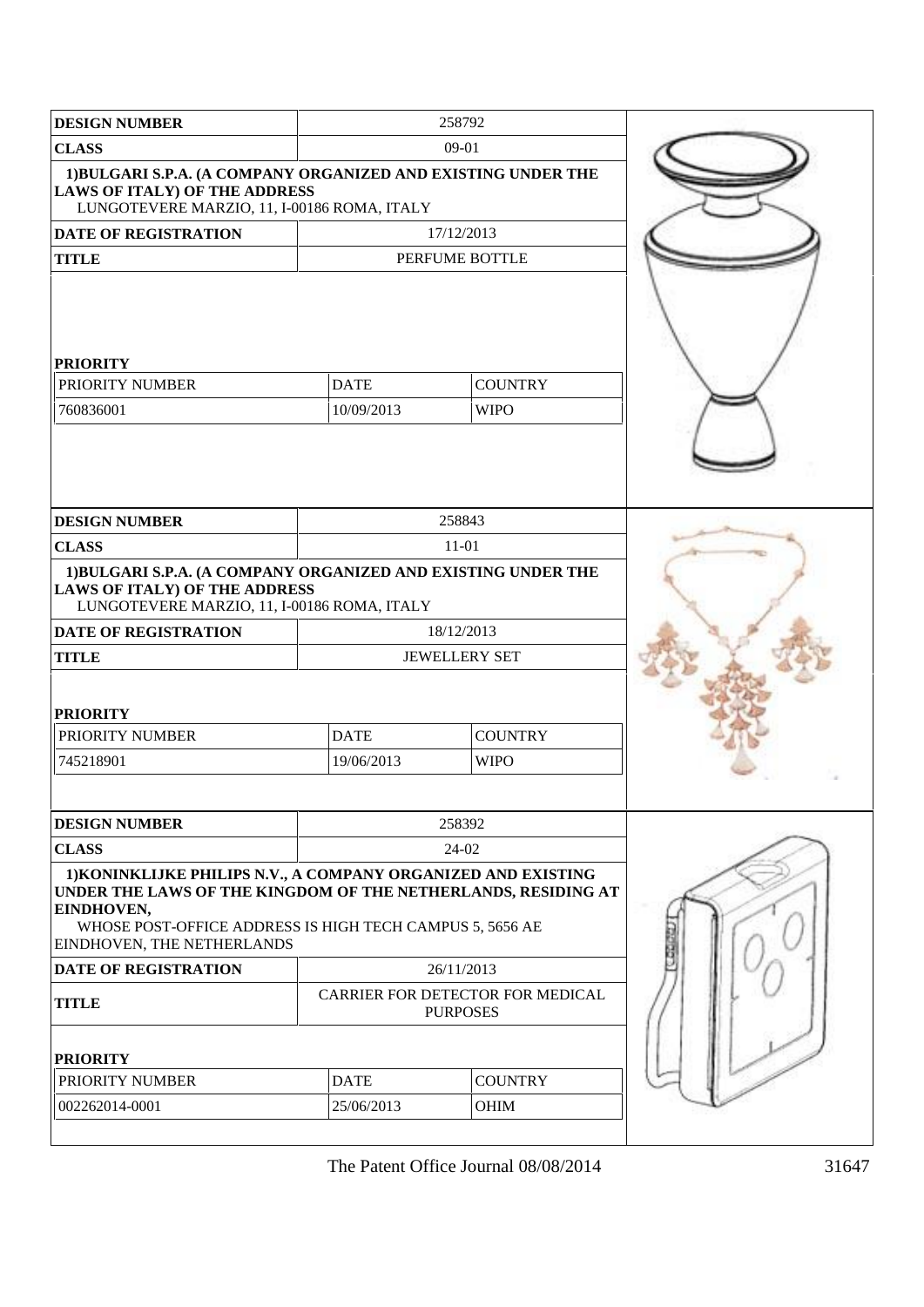| DESIGN NUMBER | 258792 | |
|---|---|---|
| CLASS | 09-01 | |
| 1)BULGARI S.P.A. (A COMPANY ORGANIZED AND EXISTING UNDER THE LAWS OF ITALY) OF THE ADDRESS LUNGOTEVERE MARZIO, 11, I-00186 ROMA, ITALY | | |
| DATE OF REGISTRATION | 17/12/2013 | |
| TITLE | PERFUME BOTTLE | |
| **PRIORITY** | | |
| PRIORITY NUMBER | DATE | COUNTRY |
| 760836001 | 10/09/2013 | WIPO |

| DESIGN NUMBER | 258843 | |
|---|---|---|
| CLASS | 11-01 | |
| 1)BULGARI S.P.A. (A COMPANY ORGANIZED AND EXISTING UNDER THE LAWS OF ITALY) OF THE ADDRESS LUNGOTEVERE MARZIO, 11, I-00186 ROMA, ITALY | | |
| DATE OF REGISTRATION | 18/12/2013 | |
| TITLE | JEWELLERY SET | |
| **PRIORITY** | | |
| PRIORITY NUMBER | DATE | COUNTRY |
| 745218901 | 19/06/2013 | WIPO |

| DESIGN NUMBER | 258392 | |
|---|---|---|
| CLASS | 24-02 | |
| 1)KONINKLIJKE PHILIPS N.V., A COMPANY ORGANIZED AND EXISTING UNDER THE LAWS OF THE KINGDOM OF THE NETHERLANDS, RESIDING AT EINDHOVEN, WHOSE POST-OFFICE ADDRESS IS HIGH TECH CAMPUS 5, 5656 AE EINDHOVEN, THE NETHERLANDS | | |
| DATE OF REGISTRATION | 26/11/2013 | |
| TITLE | CARRIER FOR DETECTOR FOR MEDICAL PURPOSES | |
| **PRIORITY** | | |
| PRIORITY NUMBER | DATE | COUNTRY |
| 002262014-0001 | 25/06/2013 | OHIM |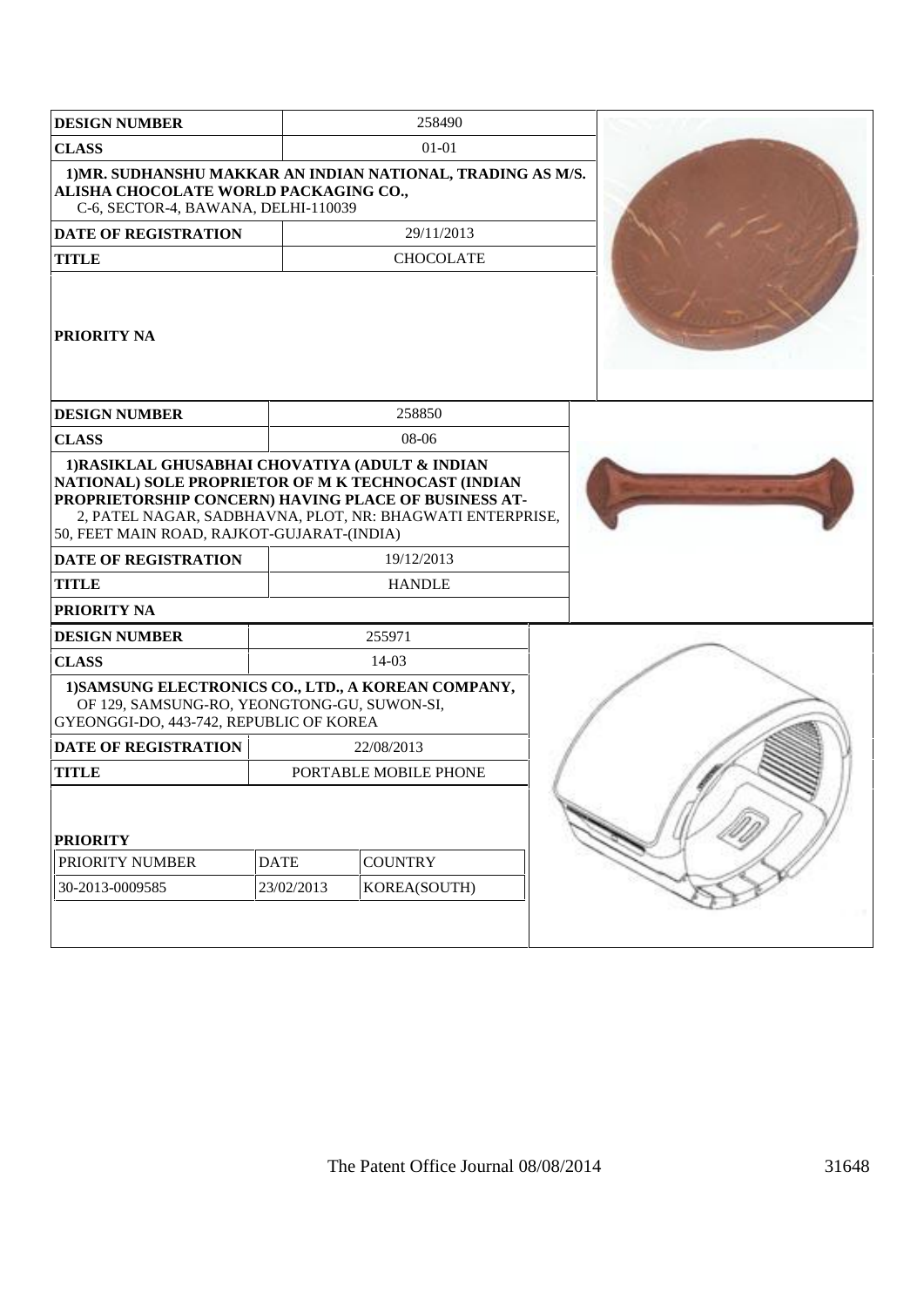| DESIGN NUMBER | 258490 |
|---|---|
| CLASS | 01-01 |
| 1)MR. SUDHANSHU MAKKAR AN INDIAN NATIONAL, TRADING AS M/S. ALISHA CHOCOLATE WORLD PACKAGING CO., C-6, SECTOR-4, BAWANA, DELHI-110039 | |
| DATE OF REGISTRATION | 29/11/2013 |
| TITLE | CHOCOLATE |
| PRIORITY NA | |

| DESIGN NUMBER | 258850 |
|---|---|
| CLASS | 08-06 |
| 1)RASIKLAL GHUSABHAI CHOVATIYA (ADULT & INDIAN NATIONAL) SOLE PROPRIETOR OF M K TECHNOCAST (INDIAN PROPRIETORSHIP CONCERN) HAVING PLACE OF BUSINESS AT- 2, PATEL NAGAR, SADBHAVNA, PLOT, NR: BHAGWATI ENTERPRISE, 50, FEET MAIN ROAD, RAJKOT-GUJARAT-(INDIA) | |
| DATE OF REGISTRATION | 19/12/2013 |
| TITLE | HANDLE |
| PRIORITY NA | |

| DESIGN NUMBER | 255971 | |
|---|---|---|
| CLASS | 14-03 | |
| 1)SAMSUNG ELECTRONICS CO., LTD., A KOREAN COMPANY, OF 129, SAMSUNG-RO, YEONGTONG-GU, SUWON-SI, GYEONGGI-DO, 443-742, REPUBLIC OF KOREA | | |
| DATE OF REGISTRATION | 22/08/2013 | |
| TITLE | PORTABLE MOBILE PHONE | |
| PRIORITY | | |
| PRIORITY NUMBER | DATE | COUNTRY |
| 30-2013-0009585 | 23/02/2013 | KOREA(SOUTH) |

The Patent Office Journal 08/08/2014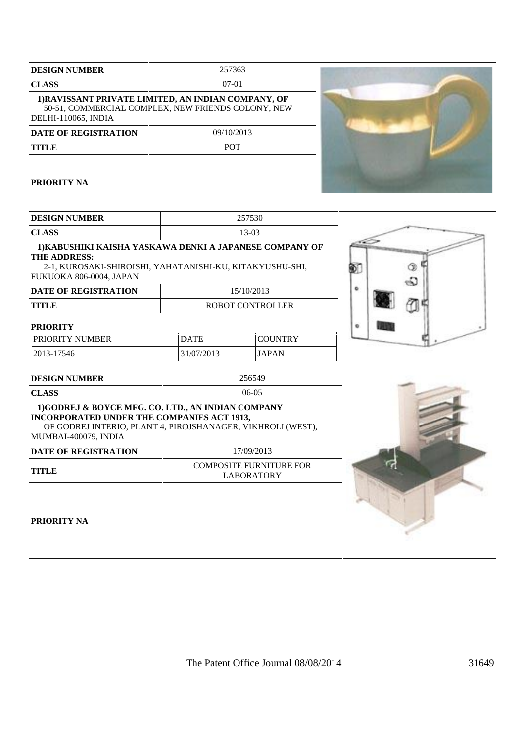| DESIGN NUMBER | 257363 |
|---|---|
| CLASS | 07-01 |
| 1)RAVISSANT PRIVATE LIMITED, AN INDIAN COMPANY, OF 50-51, COMMERCIAL COMPLEX, NEW FRIENDS COLONY, NEW DELHI-110065, INDIA | |
| DATE OF REGISTRATION | 09/10/2013 |
| TITLE | POT |
| PRIORITY NA | |

| DESIGN NUMBER | 257530 | |
|---|---|---|
| CLASS | 13-03 | |
| 1)KABUSHIKI KAISHA YASKAWA DENKI A JAPANESE COMPANY OF THE ADDRESS: 2-1, KUROSAKI-SHIROISHI, YAHATANISHI-KU, KITAKYUSHU-SHI, FUKUOKA 806-0004, JAPAN | | |
| DATE OF REGISTRATION | 15/10/2013 | |
| TITLE | ROBOT CONTROLLER | |
| PRIORITY | | |
| PRIORITY NUMBER | DATE | COUNTRY |
| 2013-17546 | 31/07/2013 | JAPAN |

| DESIGN NUMBER | 256549 |
|---|---|
| CLASS | 06-05 |
| 1)GODREJ & BOYCE MFG. CO. LTD., AN INDIAN COMPANY INCORPORATED UNDER THE COMPANIES ACT 1913, OF GODREJ INTERIO, PLANT 4, PIROJSHANAGER, VIKHROLI (WEST), MUMBAI-400079, INDIA | |
| DATE OF REGISTRATION | 17/09/2013 |
| TITLE | COMPOSITE FURNITURE FOR LABORATORY |
| PRIORITY NA | |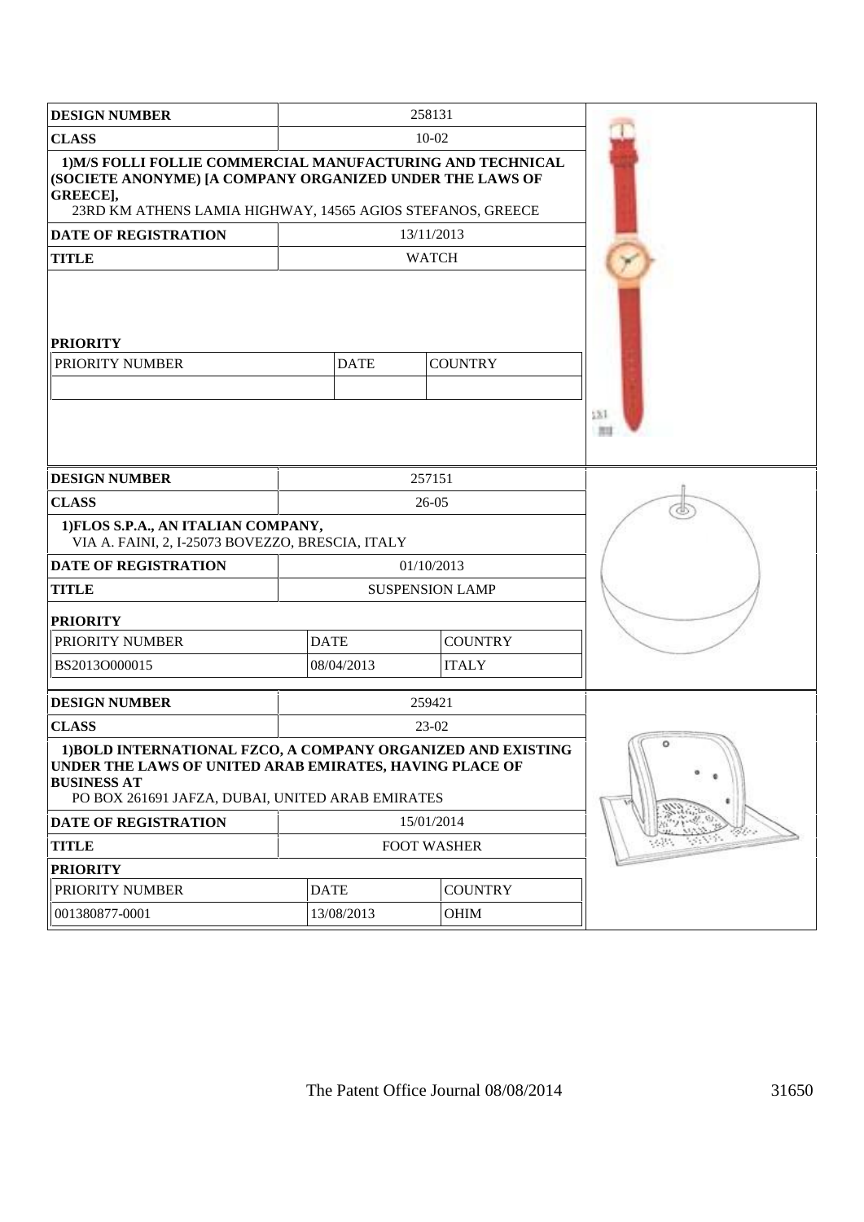| DESIGN NUMBER | 258131 | | |
|---|---|---|---|
| CLASS | 10-02 | | |
| 1)M/S FOLLI FOLLIE COMMERCIAL MANUFACTURING AND TECHNICAL (SOCIETE ANONYME) [A COMPANY ORGANIZED UNDER THE LAWS OF GREECE], 23RD KM ATHENS LAMIA HIGHWAY, 14565 AGIOS STEFANOS, GREECE | | | |
| DATE OF REGISTRATION | 13/11/2013 | | |
| TITLE | WATCH | | |
| PRIORITY | | | |
| PRIORITY NUMBER | DATE | COUNTRY | |
| | | | |

| DESIGN NUMBER | 257151 | |
|---|---|---|
| CLASS | 26-05 | |
| 1)FLOS S.P.A., AN ITALIAN COMPANY, VIA A. FAINI, 2, I-25073 BOVEZZO, BRESCIA, ITALY | | |
| DATE OF REGISTRATION | 01/10/2013 | |
| TITLE | SUSPENSION LAMP | |
| PRIORITY | | |
| PRIORITY NUMBER | DATE | COUNTRY |
| BS2013O000015 | 08/04/2013 | ITALY |

| DESIGN NUMBER | 259421 | |
|---|---|---|
| CLASS | 23-02 | |
| 1)BOLD INTERNATIONAL FZCO, A COMPANY ORGANIZED AND EXISTING UNDER THE LAWS OF UNITED ARAB EMIRATES, HAVING PLACE OF BUSINESS AT PO BOX 261691 JAFZA, DUBAI, UNITED ARAB EMIRATES | | |
| DATE OF REGISTRATION | 15/01/2014 | |
| TITLE | FOOT WASHER | |
| PRIORITY | | |
| PRIORITY NUMBER | DATE | COUNTRY |
| 001380877-0001 | 13/08/2013 | OHIM |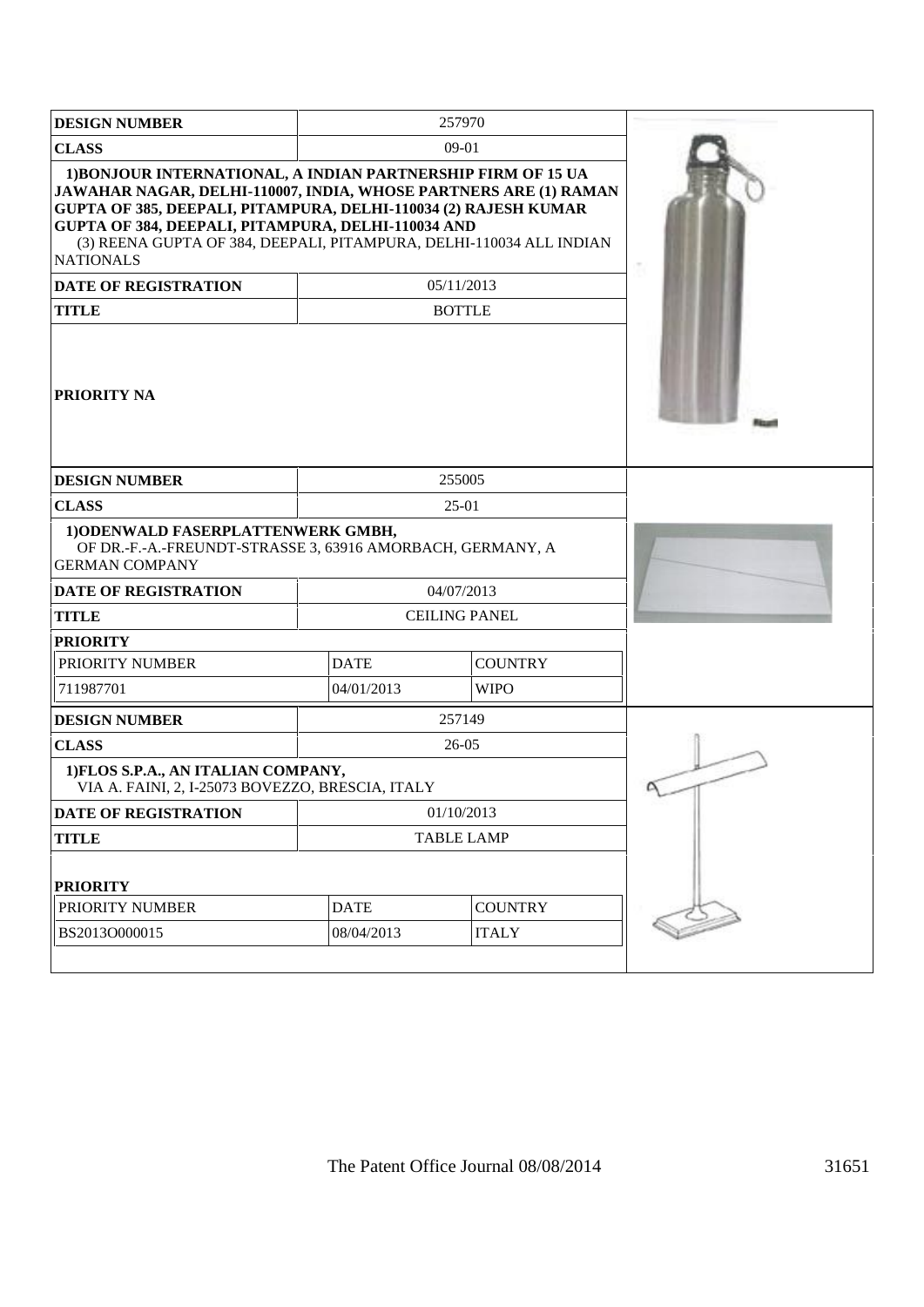| DESIGN NUMBER | 257970 | |
|---|---|---|
| CLASS | 09-01 | |
| **1)BONJOUR INTERNATIONAL, A INDIAN PARTNERSHIP FIRM OF 15 UA JAWAHAR NAGAR, DELHI-110007, INDIA, WHOSE PARTNERS ARE (1) RAMAN GUPTA OF 385, DEEPALI, PITAMPURA, DELHI-110034 (2) RAJESH KUMAR GUPTA OF 384, DEEPALI, PITAMPURA, DELHI-110034 AND** (3) REENA GUPTA OF 384, DEEPALI, PITAMPURA, DELHI-110034 ALL INDIAN NATIONALS | | |
| DATE OF REGISTRATION | 05/11/2013 | |
| TITLE | BOTTLE | |
| PRIORITY NA | | |

| DESIGN NUMBER | 255005 | |
|---|---|---|
| CLASS | 25-01 | |
| **1)ODENWALD FASERPLATTENWERK GMBH,** OF DR.-F.-A.-FREUNDT-STRASSE 3, 63916 AMORBACH, GERMANY, A GERMAN COMPANY | | |
| DATE OF REGISTRATION | 04/07/2013 | |
| TITLE | CEILING PANEL | |
| PRIORITY | | |
| PRIORITY NUMBER | DATE | COUNTRY |
| 711987701 | 04/01/2013 | WIPO |

| DESIGN NUMBER | 257149 | |
|---|---|---|
| CLASS | 26-05 | |
| **1)FLOS S.P.A., AN ITALIAN COMPANY,** VIA A. FAINI, 2, I-25073 BOVEZZO, BRESCIA, ITALY | | |
| DATE OF REGISTRATION | 01/10/2013 | |
| TITLE | TABLE LAMP | |
| PRIORITY | | |
| PRIORITY NUMBER | DATE | COUNTRY |
| BS2013O000015 | 08/04/2013 | ITALY |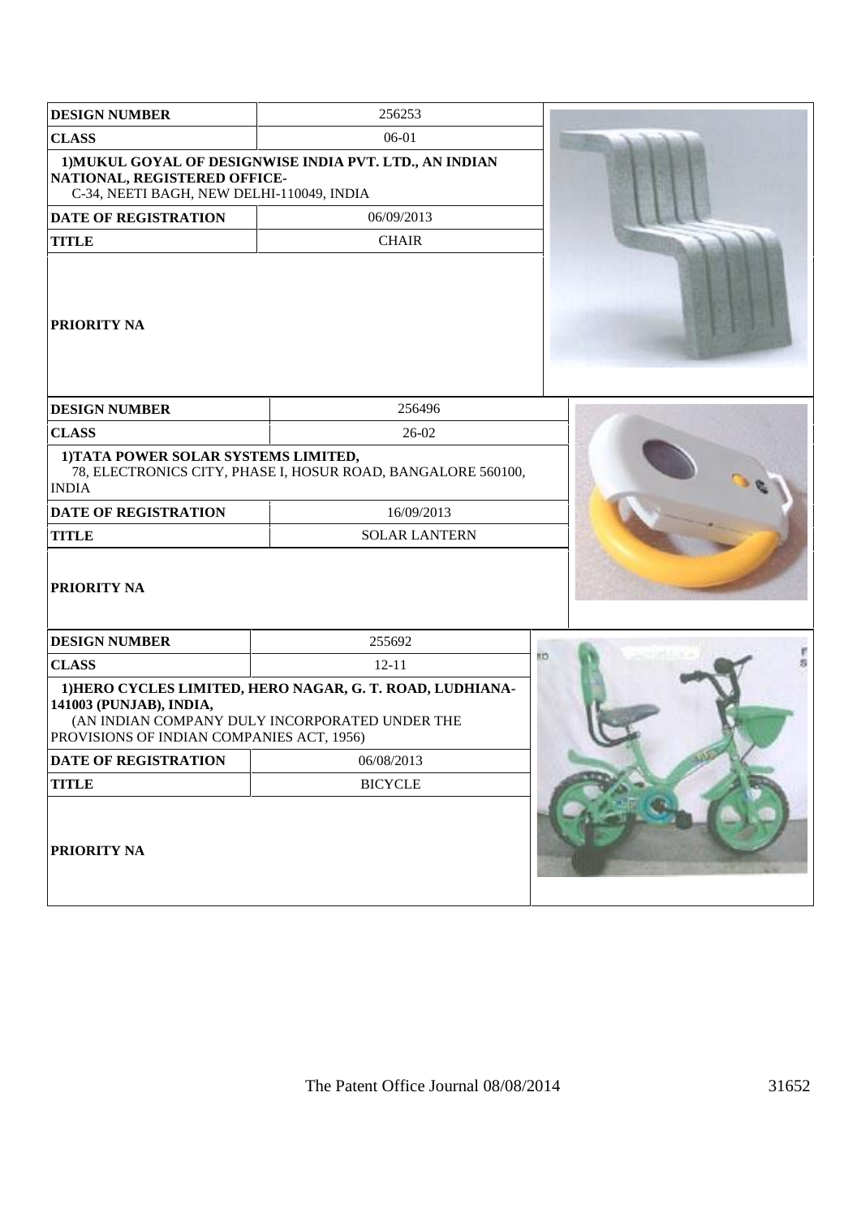| DESIGN NUMBER | 256253 |
|---|---|
| CLASS | 06-01 |
| 1)MUKUL GOYAL OF DESIGNWISE INDIA PVT. LTD., AN INDIAN NATIONAL, REGISTERED OFFICE- C-34, NEETI BAGH, NEW DELHI-110049, INDIA | |
| DATE OF REGISTRATION | 06/09/2013 |
| TITLE | CHAIR |
| PRIORITY NA | |

| DESIGN NUMBER | 256496 |
|---|---|
| CLASS | 26-02 |
| 1)TATA POWER SOLAR SYSTEMS LIMITED, 78, ELECTRONICS CITY, PHASE I, HOSUR ROAD, BANGALORE 560100, INDIA | |
| DATE OF REGISTRATION | 16/09/2013 |
| TITLE | SOLAR LANTERN |
| PRIORITY NA | |

| DESIGN NUMBER | 255692 |
|---|---|
| CLASS | 12-11 |
| 1)HERO CYCLES LIMITED, HERO NAGAR, G. T. ROAD, LUDHIANA-141003 (PUNJAB), INDIA, (AN INDIAN COMPANY DULY INCORPORATED UNDER THE PROVISIONS OF INDIAN COMPANIES ACT, 1956) | |
| DATE OF REGISTRATION | 06/08/2013 |
| TITLE | BICYCLE |
| PRIORITY NA | |

The Patent Office Journal 08/08/2014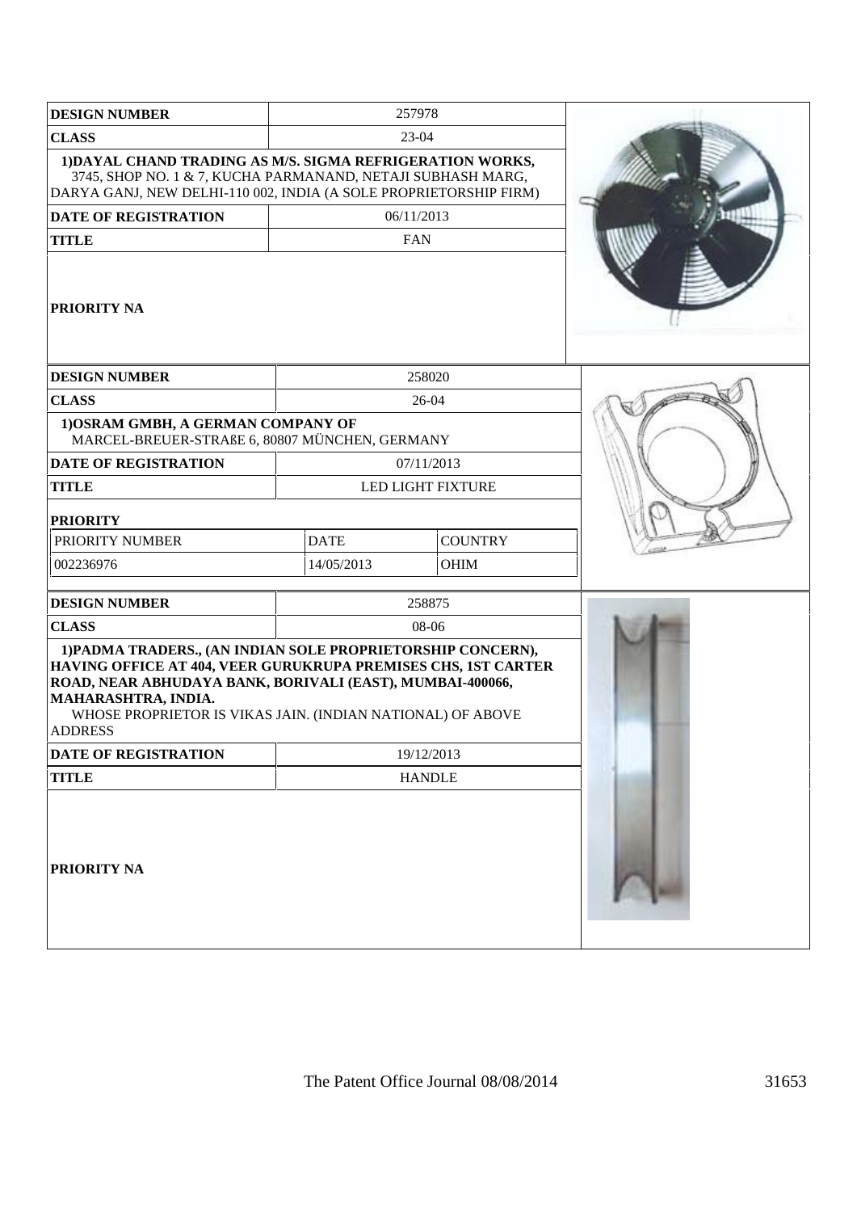| DESIGN NUMBER | 257978 |
|---|---|
| CLASS | 23-04 |
| 1)DAYAL CHAND TRADING AS M/S. SIGMA REFRIGERATION WORKS, 3745, SHOP NO. 1 & 7, KUCHA PARMANAND, NETAJI SUBHASH MARG, DARYA GANJ, NEW DELHI-110 002, INDIA (A SOLE PROPRIETORSHIP FIRM) | |
| DATE OF REGISTRATION | 06/11/2013 |
| TITLE | FAN |
| PRIORITY NA | |

| DESIGN NUMBER | 258020 | |
|---|---|---|
| CLASS | 26-04 | |
| 1)OSRAM GMBH, A GERMAN COMPANY OF MARCEL-BREUER-STRAßE 6, 80807 MÜNCHEN, GERMANY | | |
| DATE OF REGISTRATION | 07/11/2013 | |
| TITLE | LED LIGHT FIXTURE | |
| PRIORITY | | |
| PRIORITY NUMBER | DATE | COUNTRY |
| 002236976 | 14/05/2013 | OHIM |

| DESIGN NUMBER | 258875 |
|---|---|
| CLASS | 08-06 |
| 1)PADMA TRADERS., (AN INDIAN SOLE PROPRIETORSHIP CONCERN), HAVING OFFICE AT 404, VEER GURUKRUPA PREMISES CHS, 1ST CARTER ROAD, NEAR ABHUDAYA BANK, BORIVALI (EAST), MUMBAI-400066, MAHARASHTRA, INDIA. WHOSE PROPRIETOR IS VIKAS JAIN. (INDIAN NATIONAL) OF ABOVE ADDRESS | |
| DATE OF REGISTRATION | 19/12/2013 |
| TITLE | HANDLE |
| PRIORITY NA | |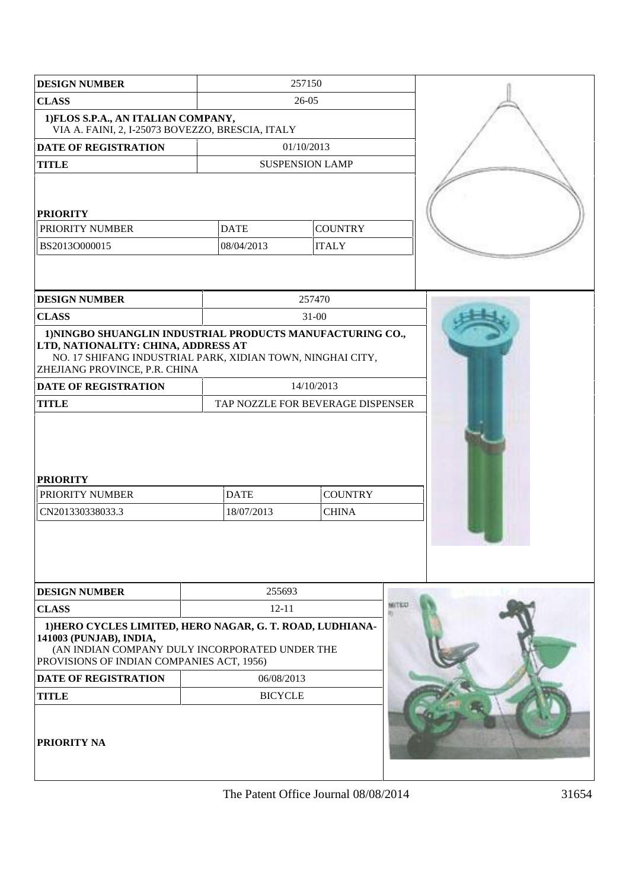| DESIGN NUMBER | 257150 | |
|---|---|---|
| CLASS | 26-05 | |
| 1)FLOS S.P.A., AN ITALIAN COMPANY, VIA A. FAINI, 2, I-25073 BOVEZZO, BRESCIA, ITALY | | |
| DATE OF REGISTRATION | 01/10/2013 | |
| TITLE | SUSPENSION LAMP | |
| **PRIORITY** | | |
| PRIORITY NUMBER | DATE | COUNTRY |
| BS2013O000015 | 08/04/2013 | ITALY |

| DESIGN NUMBER | 257470 | |
|---|---|---|
| CLASS | 31-00 | |
| 1)NINGBO SHUANGLIN INDUSTRIAL PRODUCTS MANUFACTURING CO., LTD, NATIONALITY: CHINA, ADDRESS AT NO. 17 SHIFANG INDUSTRIAL PARK, XIDIAN TOWN, NINGHAI CITY, ZHEJIANG PROVINCE, P.R. CHINA | | |
| DATE OF REGISTRATION | 14/10/2013 | |
| TITLE | TAP NOZZLE FOR BEVERAGE DISPENSER | |
| **PRIORITY** | | |
| PRIORITY NUMBER | DATE | COUNTRY |
| CN201330338033.3 | 18/07/2013 | CHINA |

| DESIGN NUMBER | 255693 |
|---|---|
| CLASS | 12-11 |
| 1)HERO CYCLES LIMITED, HERO NAGAR, G. T. ROAD, LUDHIANA-141003 (PUNJAB), INDIA, (AN INDIAN COMPANY DULY INCORPORATED UNDER THE PROVISIONS OF INDIAN COMPANIES ACT, 1956) | |
| DATE OF REGISTRATION | 06/08/2013 |
| TITLE | BICYCLE |
| **PRIORITY NA** | |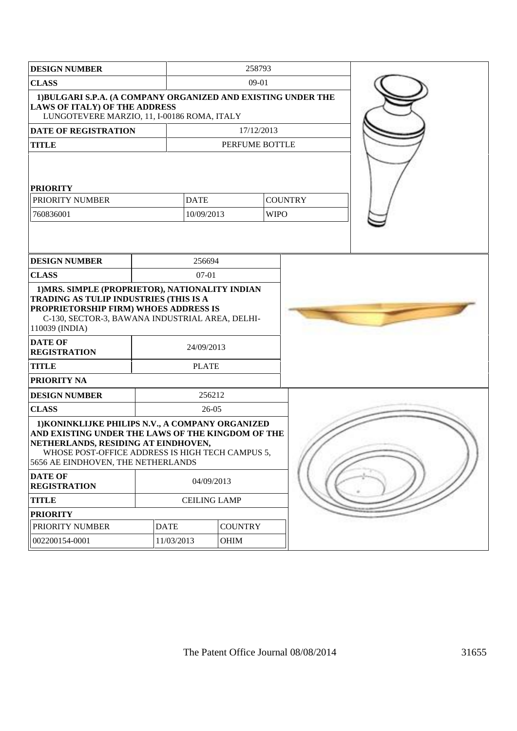| DESIGN NUMBER | 258793 | | |
|---|---|---|---|
| CLASS | 09-01 | | |
| 1)BULGARI S.P.A. (A COMPANY ORGANIZED AND EXISTING UNDER THE LAWS OF ITALY) OF THE ADDRESS LUNGOTEVERE MARZIO, 11, I-00186 ROMA, ITALY | | | |
| DATE OF REGISTRATION | 17/12/2013 | | |
| TITLE | PERFUME BOTTLE | | |
| PRIORITY | | | |
| PRIORITY NUMBER | DATE | COUNTRY | |
| 760836001 | 10/09/2013 | WIPO | |

| DESIGN NUMBER | 256694 |
|---|---|
| CLASS | 07-01 |
| 1)MRS. SIMPLE (PROPRIETOR), NATIONALITY INDIAN TRADING AS TULIP INDUSTRIES (THIS IS A PROPRIETORSHIP FIRM) WHOES ADDRESS IS C-130, SECTOR-3, BAWANA INDUSTRIAL AREA, DELHI-110039 (INDIA) | |
| DATE OF REGISTRATION | 24/09/2013 |
| TITLE | PLATE |
| PRIORITY NA | |

| DESIGN NUMBER | 256212 | |
|---|---|---|
| CLASS | 26-05 | |
| 1)KONINKLIJKE PHILIPS N.V., A COMPANY ORGANIZED AND EXISTING UNDER THE LAWS OF THE KINGDOM OF THE NETHERLANDS, RESIDING AT EINDHOVEN, WHOSE POST-OFFICE ADDRESS IS HIGH TECH CAMPUS 5, 5656 AE EINDHOVEN, THE NETHERLANDS | | |
| DATE OF REGISTRATION | 04/09/2013 | |
| TITLE | CEILING LAMP | |
| PRIORITY | | |
| PRIORITY NUMBER | DATE | COUNTRY |
| 002200154-0001 | 11/03/2013 | OHIM |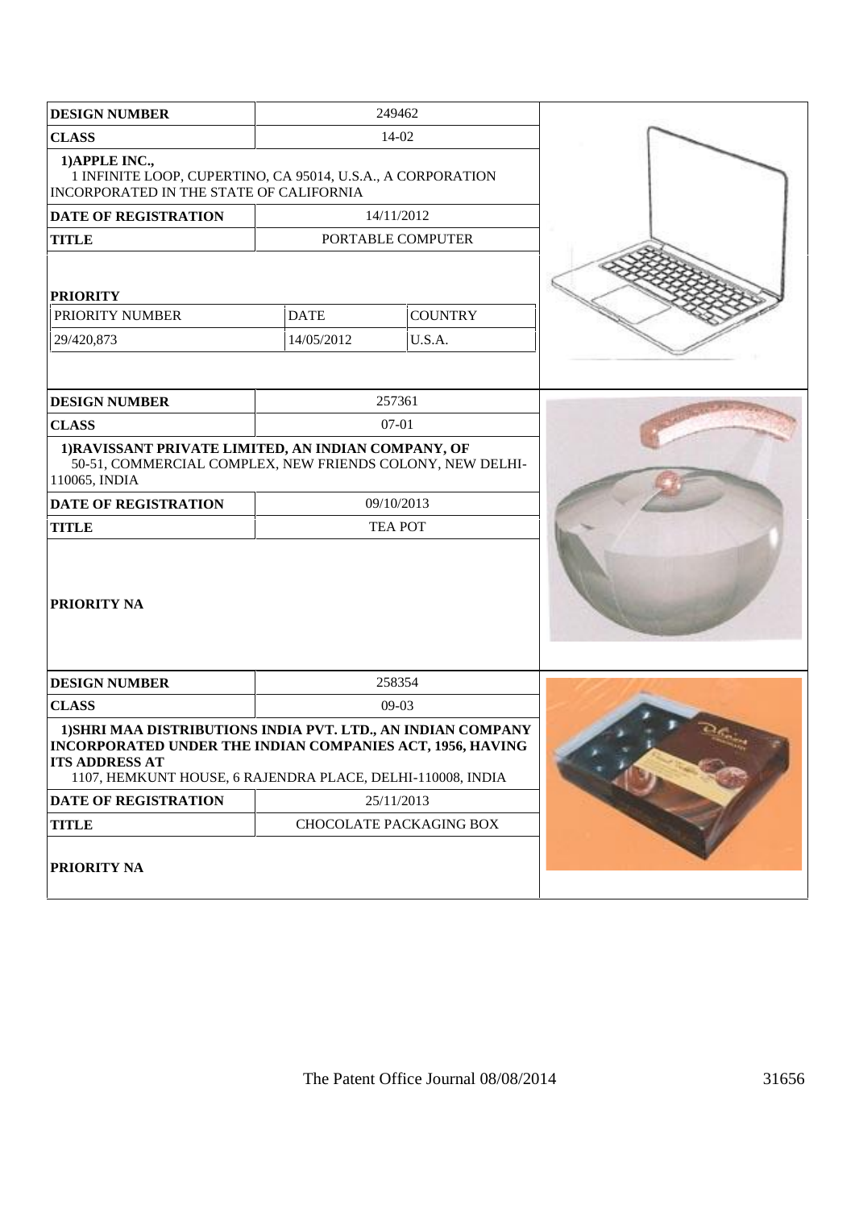| DESIGN NUMBER | 249462 | |
|---|---|---|
| CLASS | 14-02 | |
| 1)APPLE INC., 1 INFINITE LOOP, CUPERTINO, CA 95014, U.S.A., A CORPORATION INCORPORATED IN THE STATE OF CALIFORNIA | | |
| DATE OF REGISTRATION | 14/11/2012 | |
| TITLE | PORTABLE COMPUTER | |
| PRIORITY | | |
| PRIORITY NUMBER | DATE | COUNTRY |
| 29/420,873 | 14/05/2012 | U.S.A. |

| DESIGN NUMBER | 257361 |
|---|---|
| CLASS | 07-01 |
| 1)RAVISSANT PRIVATE LIMITED, AN INDIAN COMPANY, OF 50-51, COMMERCIAL COMPLEX, NEW FRIENDS COLONY, NEW DELHI-110065, INDIA | |
| DATE OF REGISTRATION | 09/10/2013 |
| TITLE | TEA POT |
| PRIORITY NA | |

| DESIGN NUMBER | 258354 |
|---|---|
| CLASS | 09-03 |
| 1)SHRI MAA DISTRIBUTIONS INDIA PVT. LTD., AN INDIAN COMPANY INCORPORATED UNDER THE INDIAN COMPANIES ACT, 1956, HAVING ITS ADDRESS AT 1107, HEMKUNT HOUSE, 6 RAJENDRA PLACE, DELHI-110008, INDIA | |
| DATE OF REGISTRATION | 25/11/2013 |
| TITLE | CHOCOLATE PACKAGING BOX |
| PRIORITY NA | |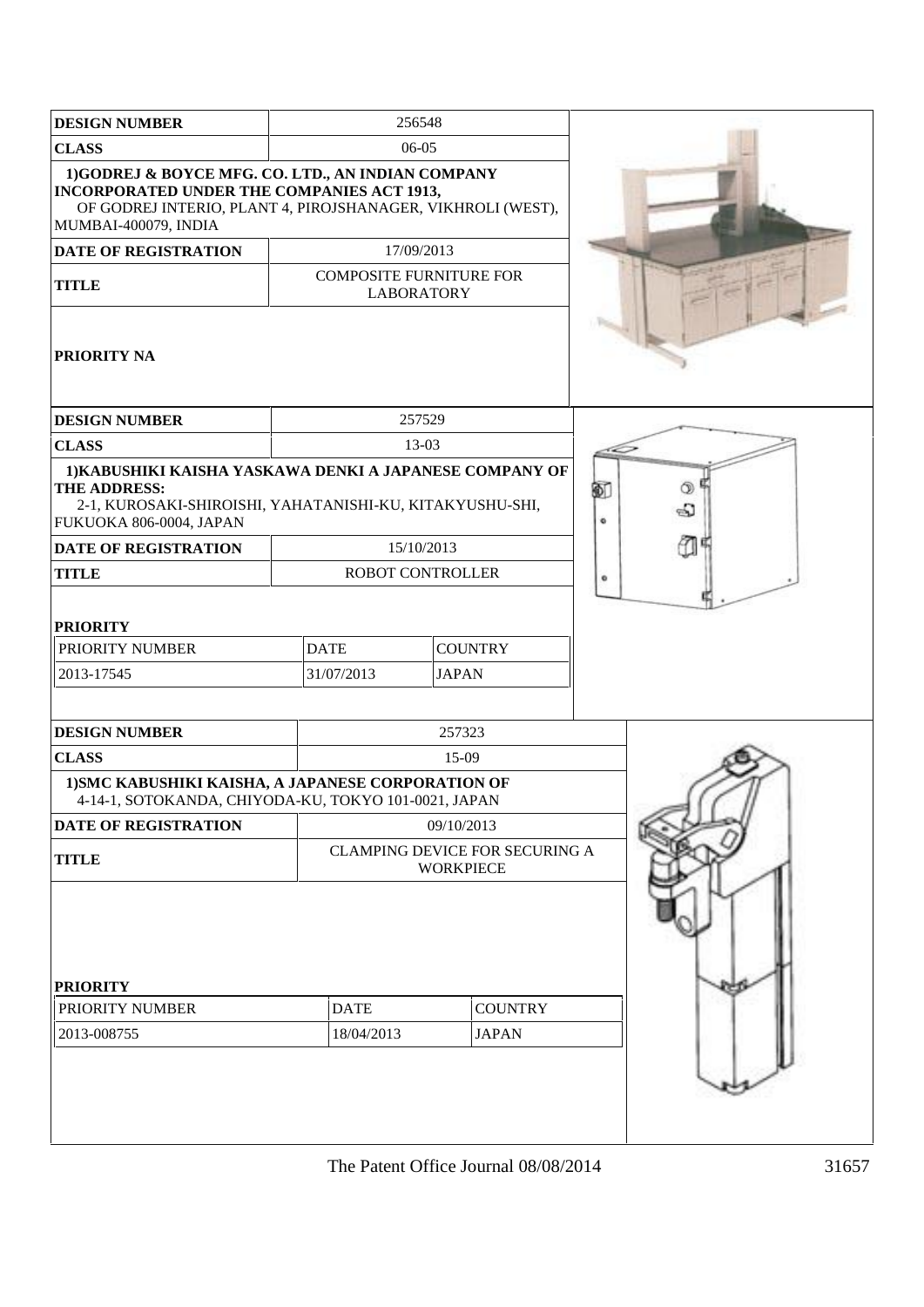| DESIGN NUMBER | 256548 |
|---|---|
| CLASS | 06-05 |
| 1)GODREJ & BOYCE MFG. CO. LTD., AN INDIAN COMPANY INCORPORATED UNDER THE COMPANIES ACT 1913, OF GODREJ INTERIO, PLANT 4, PIROJSHANAGER, VIKHROLI (WEST), MUMBAI-400079, INDIA | |
| DATE OF REGISTRATION | 17/09/2013 |
| TITLE | COMPOSITE FURNITURE FOR LABORATORY |
| PRIORITY NA | |

| DESIGN NUMBER | 257529 |
|---|---|
| CLASS | 13-03 |
| 1)KABUSHIKI KAISHA YASKAWA DENKI A JAPANESE COMPANY OF THE ADDRESS: 2-1, KUROSAKI-SHIROISHI, YAHATANISHI-KU, KITAKYUSHU-SHI, FUKUOKA 806-0004, JAPAN | |
| DATE OF REGISTRATION | 15/10/2013 |
| TITLE | ROBOT CONTROLLER |

**PRIORITY**

| PRIORITY NUMBER | DATE | COUNTRY |
|---|---|---|
| 2013-17545 | 31/07/2013 | JAPAN |

| DESIGN NUMBER | 257323 |
|---|---|
| CLASS | 15-09 |
| 1)SMC KABUSHIKI KAISHA, A JAPANESE CORPORATION OF 4-14-1, SOTOKANDA, CHIYODA-KU, TOKYO 101-0021, JAPAN | |
| DATE OF REGISTRATION | 09/10/2013 |
| TITLE | CLAMPING DEVICE FOR SECURING A WORKPIECE |

**PRIORITY**

| PRIORITY NUMBER | DATE | COUNTRY |
|---|---|---|
| 2013-008755 | 18/04/2013 | JAPAN |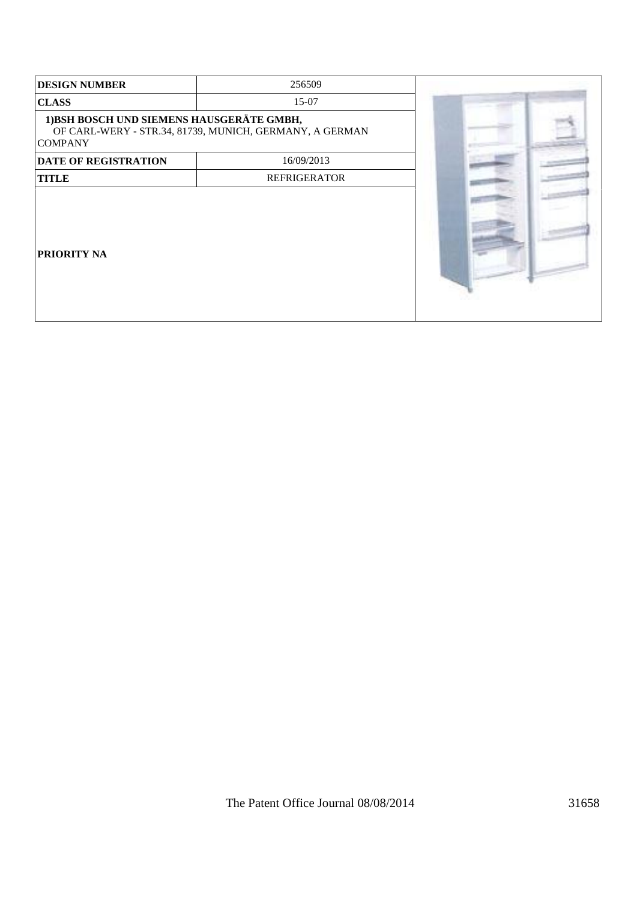| | |
|---|---|
| **DESIGN NUMBER** | 256509 |
| **CLASS** | 15-07 |
| **1)BSH BOSCH UND SIEMENS HAUSGERÄTE GMBH,** OF CARL-WERY - STR.34, 81739, MUNICH, GERMANY, A GERMAN COMPANY | |
| **DATE OF REGISTRATION** | 16/09/2013 |
| **TITLE** | REFRIGERATOR |
| **PRIORITY NA** | |